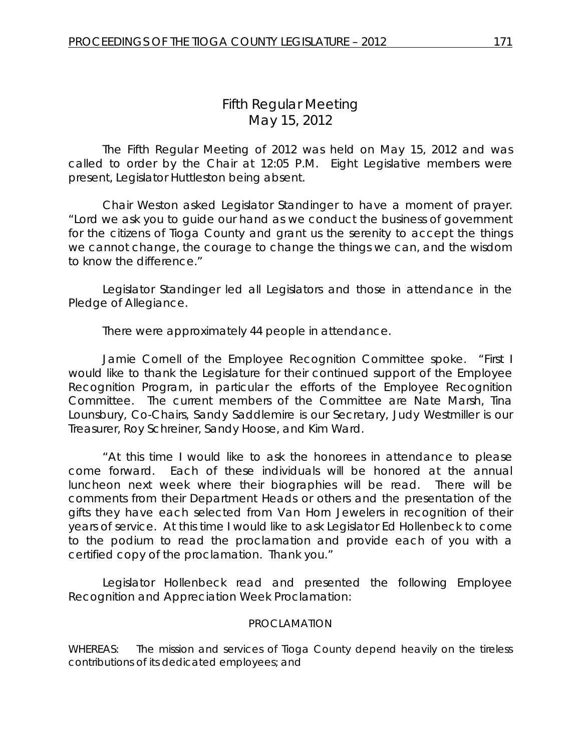# Fifth Regular Meeting
## May 15, 2012

The Fifth Regular Meeting of 2012 was held on May 15, 2012 and was called to order by the Chair at 12:05 P.M. Eight Legislative members were present, Legislator Huttleston being absent.

Chair Weston asked Legislator Standinger to have a moment of prayer. "Lord we ask you to guide our hand as we conduct the business of government for the citizens of Tioga County and grant us the serenity to accept the things we cannot change, the courage to change the things we can, and the wisdom to know the difference."

Legislator Standinger led all Legislators and those in attendance in the Pledge of Allegiance.

There were approximately 44 people in attendance.

Jamie Cornell of the Employee Recognition Committee spoke. "First I would like to thank the Legislature for their continued support of the Employee Recognition Program, in particular the efforts of the Employee Recognition Committee. The current members of the Committee are Nate Marsh, Tina Lounsbury, Co-Chairs, Sandy Saddlemire is our Secretary, Judy Westmiller is our Treasurer, Roy Schreiner, Sandy Hoose, and Kim Ward.

"At this time I would like to ask the honorees in attendance to please come forward. Each of these individuals will be honored at the annual luncheon next week where their biographies will be read. There will be comments from their Department Heads or others and the presentation of the gifts they have each selected from Van Horn Jewelers in recognition of their years of service. At this time I would like to ask Legislator Ed Hollenbeck to come to the podium to read the proclamation and provide each of you with a certified copy of the proclamation. Thank you."

Legislator Hollenbeck read and presented the following Employee Recognition and Appreciation Week Proclamation:

PROCLAMATION

WHEREAS: The mission and services of Tioga County depend heavily on the tireless contributions of its dedicated employees; and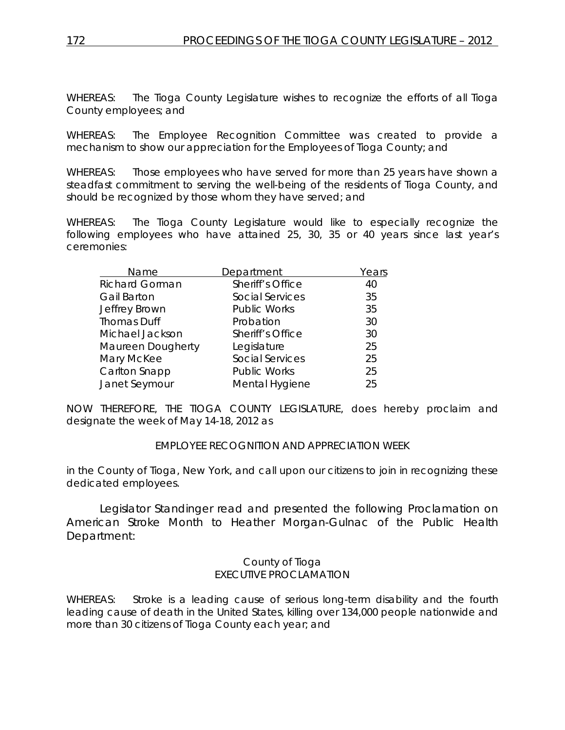WHEREAS: The Tioga County Legislature wishes to recognize the efforts of all Tioga County employees; and

WHEREAS: The Employee Recognition Committee was created to provide a mechanism to show our appreciation for the Employees of Tioga County; and

WHEREAS: Those employees who have served for more than 25 years have shown a steadfast commitment to serving the well-being of the residents of Tioga County, and should be recognized by those whom they have served; and

WHEREAS: The Tioga County Legislature would like to especially recognize the following employees who have attained 25, 30, 35 or 40 years since last year's ceremonies:

| Name | Department | Years |
|---|---|---|
| Richard Gorman | Sheriff's Office | 40 |
| Gail Barton | Social Services | 35 |
| Jeffrey Brown | Public Works | 35 |
| Thomas Duff | Probation | 30 |
| Michael Jackson | Sheriff's Office | 30 |
| Maureen Dougherty | Legislature | 25 |
| Mary McKee | Social Services | 25 |
| Carlton Snapp | Public Works | 25 |
| Janet Seymour | Mental Hygiene | 25 |

NOW THEREFORE, THE TIOGA COUNTY LEGISLATURE, does hereby proclaim and designate the week of May 14-18, 2012 as

EMPLOYEE RECOGNITION AND APPRECIATION WEEK

in the County of Tioga, New York, and call upon our citizens to join in recognizing these dedicated employees.

Legislator Standinger read and presented the following Proclamation on American Stroke Month to Heather Morgan-Gulnac of the Public Health Department:

County of Tioga
EXECUTIVE PROCLAMATION

WHEREAS: Stroke is a leading cause of serious long-term disability and the fourth leading cause of death in the United States, killing over 134,000 people nationwide and more than 30 citizens of Tioga County each year; and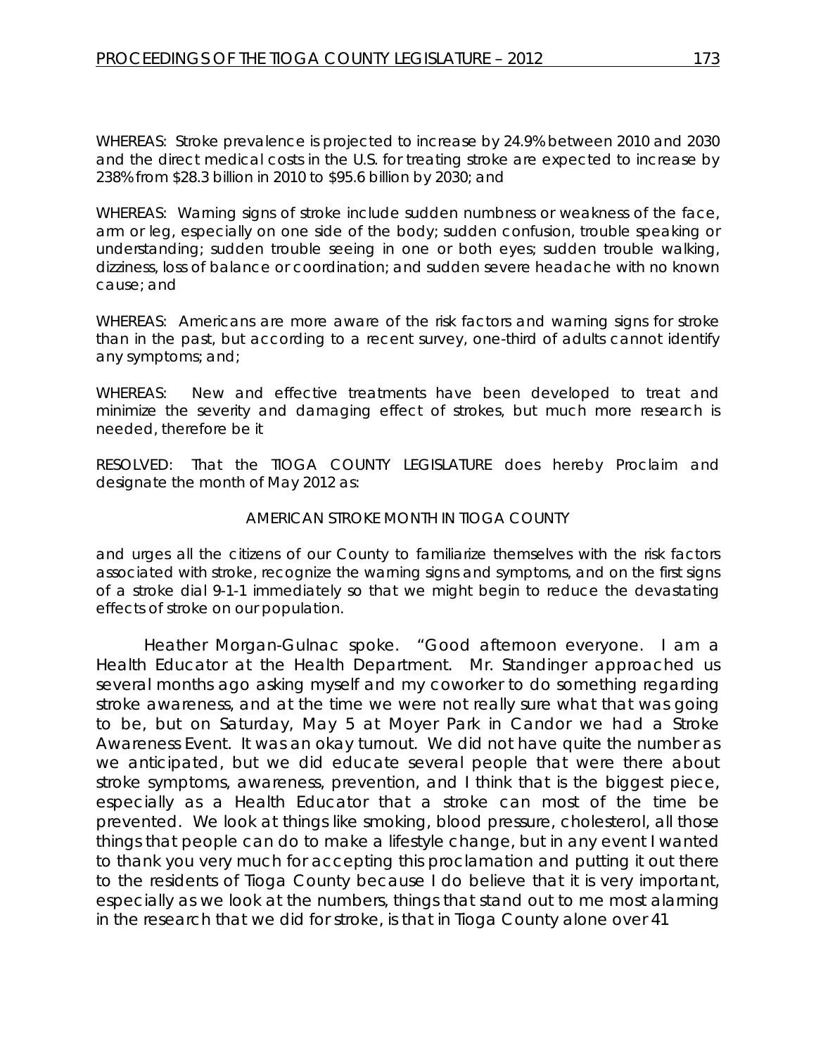WHEREAS: Stroke prevalence is projected to increase by 24.9% between 2010 and 2030 and the direct medical costs in the U.S. for treating stroke are expected to increase by 238% from $28.3 billion in 2010 to $95.6 billion by 2030; and

WHEREAS: Warning signs of stroke include sudden numbness or weakness of the face, arm or leg, especially on one side of the body; sudden confusion, trouble speaking or understanding; sudden trouble seeing in one or both eyes; sudden trouble walking, dizziness, loss of balance or coordination; and sudden severe headache with no known cause; and

WHEREAS: Americans are more aware of the risk factors and warning signs for stroke than in the past, but according to a recent survey, one-third of adults cannot identify any symptoms; and;

WHEREAS: New and effective treatments have been developed to treat and minimize the severity and damaging effect of strokes, but much more research is needed, therefore be it

RESOLVED: That the TIOGA COUNTY LEGISLATURE does hereby Proclaim and designate the month of May 2012 as:

AMERICAN STROKE MONTH IN TIOGA COUNTY

and urges all the citizens of our County to familiarize themselves with the risk factors associated with stroke, recognize the warning signs and symptoms, and on the first signs of a stroke dial 9-1-1 immediately so that we might begin to reduce the devastating effects of stroke on our population.

Heather Morgan-Gulnac spoke. "Good afternoon everyone. I am a Health Educator at the Health Department. Mr. Standinger approached us several months ago asking myself and my coworker to do something regarding stroke awareness, and at the time we were not really sure what that was going to be, but on Saturday, May 5 at Moyer Park in Candor we had a Stroke Awareness Event. It was an okay turnout. We did not have quite the number as we anticipated, but we did educate several people that were there about stroke symptoms, awareness, prevention, and I think that is the biggest piece, especially as a Health Educator that a stroke can most of the time be prevented. We look at things like smoking, blood pressure, cholesterol, all those things that people can do to make a lifestyle change, but in any event I wanted to thank you very much for accepting this proclamation and putting it out there to the residents of Tioga County because I do believe that it is very important, especially as we look at the numbers, things that stand out to me most alarming in the research that we did for stroke, is that in Tioga County alone over 41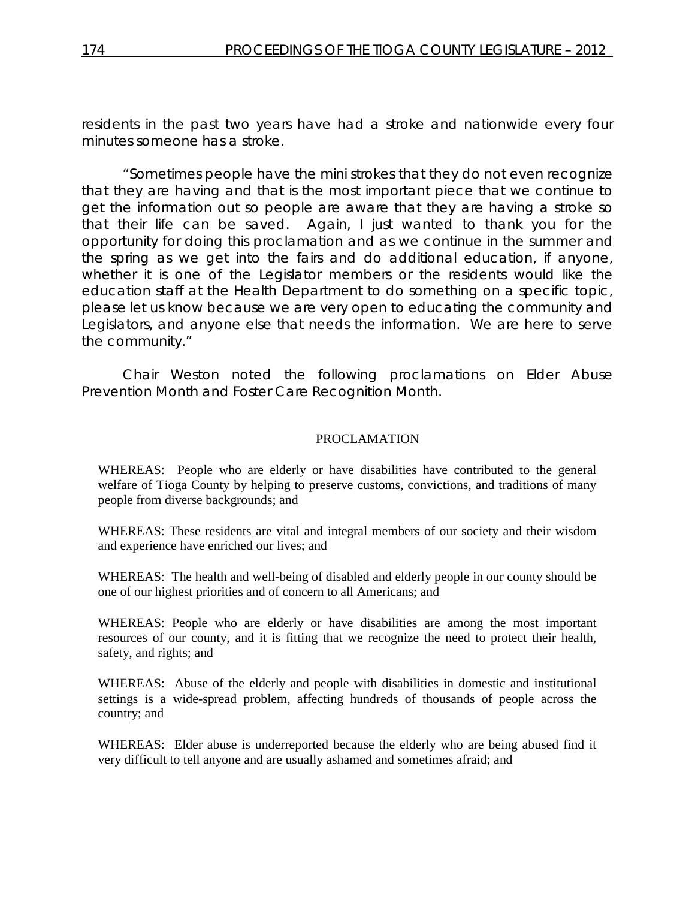residents in the past two years have had a stroke and nationwide every four minutes someone has a stroke.

"Sometimes people have the mini strokes that they do not even recognize that they are having and that is the most important piece that we continue to get the information out so people are aware that they are having a stroke so that their life can be saved. Again, I just wanted to thank you for the opportunity for doing this proclamation and as we continue in the summer and the spring as we get into the fairs and do additional education, if anyone, whether it is one of the Legislator members or the residents would like the education staff at the Health Department to do something on a specific topic, please let us know because we are very open to educating the community and Legislators, and anyone else that needs the information. We are here to serve the community."

Chair Weston noted the following proclamations on Elder Abuse Prevention Month and Foster Care Recognition Month.

PROCLAMATION

WHEREAS: People who are elderly or have disabilities have contributed to the general welfare of Tioga County by helping to preserve customs, convictions, and traditions of many people from diverse backgrounds; and

WHEREAS: These residents are vital and integral members of our society and their wisdom and experience have enriched our lives; and

WHEREAS: The health and well-being of disabled and elderly people in our county should be one of our highest priorities and of concern to all Americans; and

WHEREAS: People who are elderly or have disabilities are among the most important resources of our county, and it is fitting that we recognize the need to protect their health, safety, and rights; and

WHEREAS: Abuse of the elderly and people with disabilities in domestic and institutional settings is a wide-spread problem, affecting hundreds of thousands of people across the country; and

WHEREAS: Elder abuse is underreported because the elderly who are being abused find it very difficult to tell anyone and are usually ashamed and sometimes afraid; and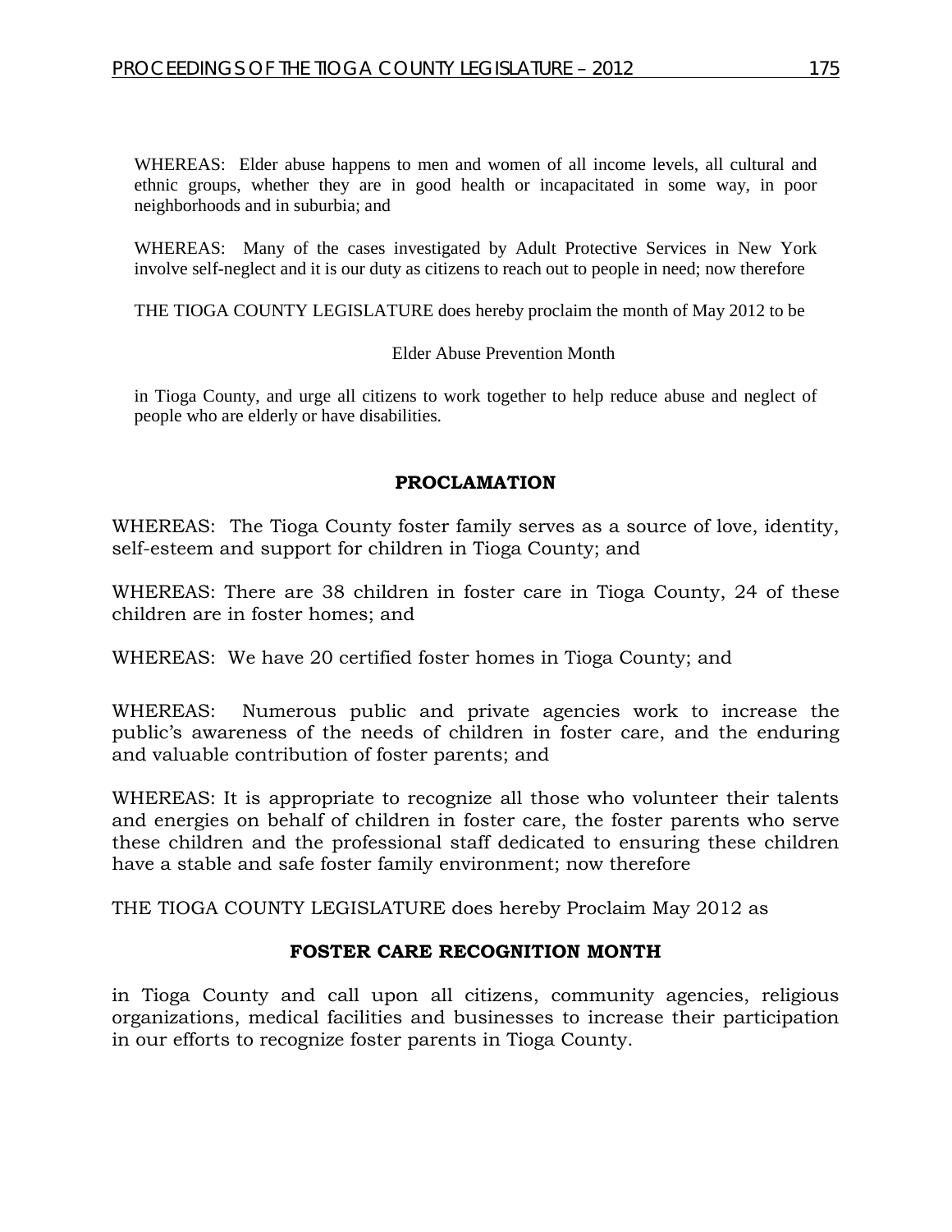WHEREAS: Elder abuse happens to men and women of all income levels, all cultural and ethnic groups, whether they are in good health or incapacitated in some way, in poor neighborhoods and in suburbia; and

WHEREAS: Many of the cases investigated by Adult Protective Services in New York involve self-neglect and it is our duty as citizens to reach out to people in need; now therefore

THE TIOGA COUNTY LEGISLATURE does hereby proclaim the month of May 2012 to be

Elder Abuse Prevention Month

in Tioga County, and urge all citizens to work together to help reduce abuse and neglect of people who are elderly or have disabilities.

**PROCLAMATION**

WHEREAS: The Tioga County foster family serves as a source of love, identity, self-esteem and support for children in Tioga County; and

WHEREAS: There are 38 children in foster care in Tioga County, 24 of these children are in foster homes; and

WHEREAS: We have 20 certified foster homes in Tioga County; and

WHEREAS: Numerous public and private agencies work to increase the public's awareness of the needs of children in foster care, and the enduring and valuable contribution of foster parents; and

WHEREAS: It is appropriate to recognize all those who volunteer their talents and energies on behalf of children in foster care, the foster parents who serve these children and the professional staff dedicated to ensuring these children have a stable and safe foster family environment; now therefore

THE TIOGA COUNTY LEGISLATURE does hereby Proclaim May 2012 as

**FOSTER CARE RECOGNITION MONTH**

in Tioga County and call upon all citizens, community agencies, religious organizations, medical facilities and businesses to increase their participation in our efforts to recognize foster parents in Tioga County.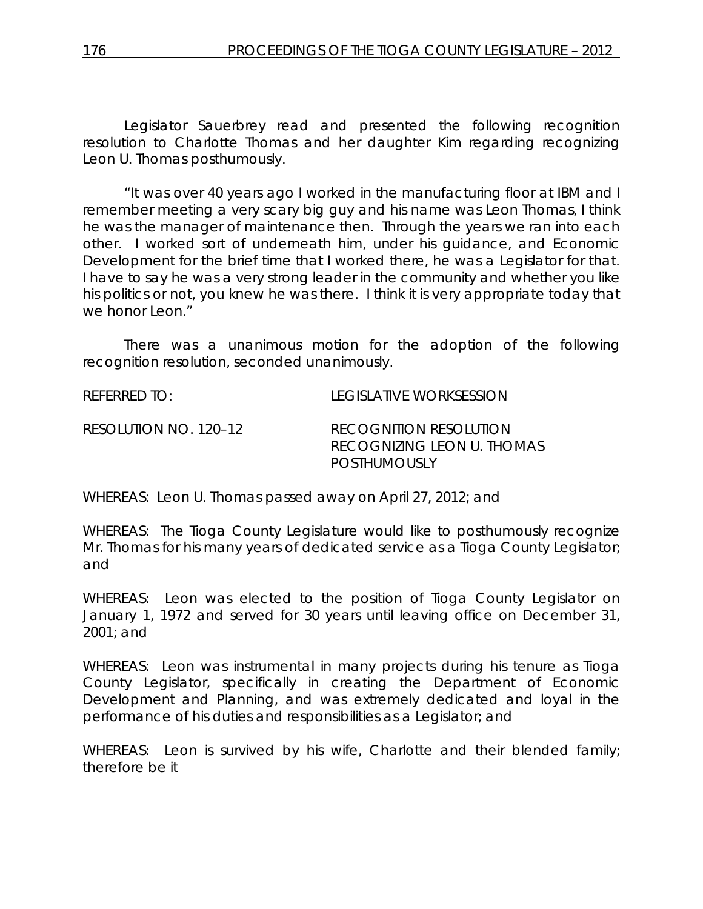Legislator Sauerbrey read and presented the following recognition resolution to Charlotte Thomas and her daughter Kim regarding recognizing Leon U. Thomas posthumously.

"It was over 40 years ago I worked in the manufacturing floor at IBM and I remember meeting a very scary big guy and his name was Leon Thomas, I think he was the manager of maintenance then. Through the years we ran into each other. I worked sort of underneath him, under his guidance, and Economic Development for the brief time that I worked there, he was a Legislator for that. I have to say he was a very strong leader in the community and whether you like his politics or not, you knew he was there. I think it is very appropriate today that we honor Leon."

There was a unanimous motion for the adoption of the following recognition resolution, seconded unanimously.

REFERRED TO: LEGISLATIVE WORKSESSION

RESOLUTION NO. 120–12 RECOGNITION RESOLUTION RECOGNIZING LEON U. THOMAS POSTHUMOUSLY

WHEREAS: Leon U. Thomas passed away on April 27, 2012; and

WHEREAS: The Tioga County Legislature would like to posthumously recognize Mr. Thomas for his many years of dedicated service as a Tioga County Legislator; and

WHEREAS: Leon was elected to the position of Tioga County Legislator on January 1, 1972 and served for 30 years until leaving office on December 31, 2001; and

WHEREAS: Leon was instrumental in many projects during his tenure as Tioga County Legislator, specifically in creating the Department of Economic Development and Planning, and was extremely dedicated and loyal in the performance of his duties and responsibilities as a Legislator; and

WHEREAS: Leon is survived by his wife, Charlotte and their blended family; therefore be it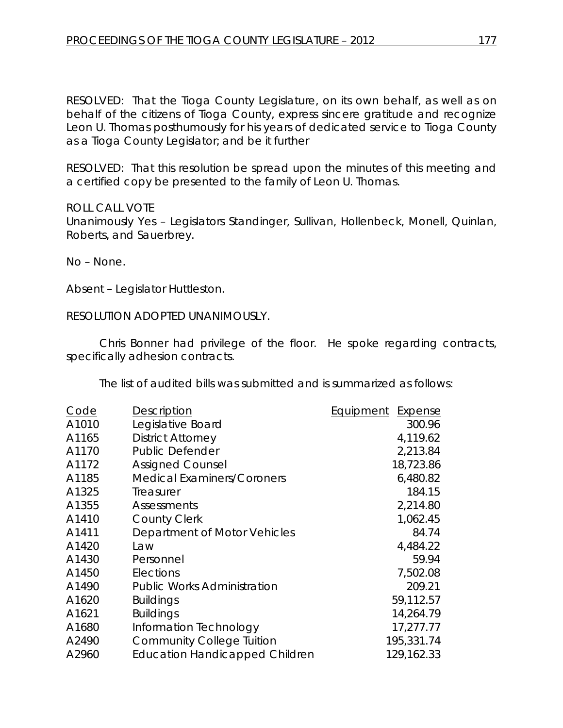RESOLVED: That the Tioga County Legislature, on its own behalf, as well as on behalf of the citizens of Tioga County, express sincere gratitude and recognize Leon U. Thomas posthumously for his years of dedicated service to Tioga County as a Tioga County Legislator; and be it further

RESOLVED: That this resolution be spread upon the minutes of this meeting and a certified copy be presented to the family of Leon U. Thomas.

ROLL CALL VOTE
Unanimously Yes – Legislators Standinger, Sullivan, Hollenbeck, Monell, Quinlan, Roberts, and Sauerbrey.

No – None.

Absent – Legislator Huttleston.

RESOLUTION ADOPTED UNANIMOUSLY.

Chris Bonner had privilege of the floor. He spoke regarding contracts, specifically adhesion contracts.

The list of audited bills was submitted and is summarized as follows:

| Code | Description | Equipment | Expense |
|---|---|---|---|
| A1010 | Legislative Board | | 300.96 |
| A1165 | District Attorney | | 4,119.62 |
| A1170 | Public Defender | | 2,213.84 |
| A1172 | Assigned Counsel | | 18,723.86 |
| A1185 | Medical Examiners/Coroners | | 6,480.82 |
| A1325 | Treasurer | | 184.15 |
| A1355 | Assessments | | 2,214.80 |
| A1410 | County Clerk | | 1,062.45 |
| A1411 | Department of Motor Vehicles | | 84.74 |
| A1420 | Law | | 4,484.22 |
| A1430 | Personnel | | 59.94 |
| A1450 | Elections | | 7,502.08 |
| A1490 | Public Works Administration | | 209.21 |
| A1620 | Buildings | | 59,112.57 |
| A1621 | Buildings | | 14,264.79 |
| A1680 | Information Technology | | 17,277.77 |
| A2490 | Community College Tuition | | 195,331.74 |
| A2960 | Education Handicapped Children | | 129,162.33 |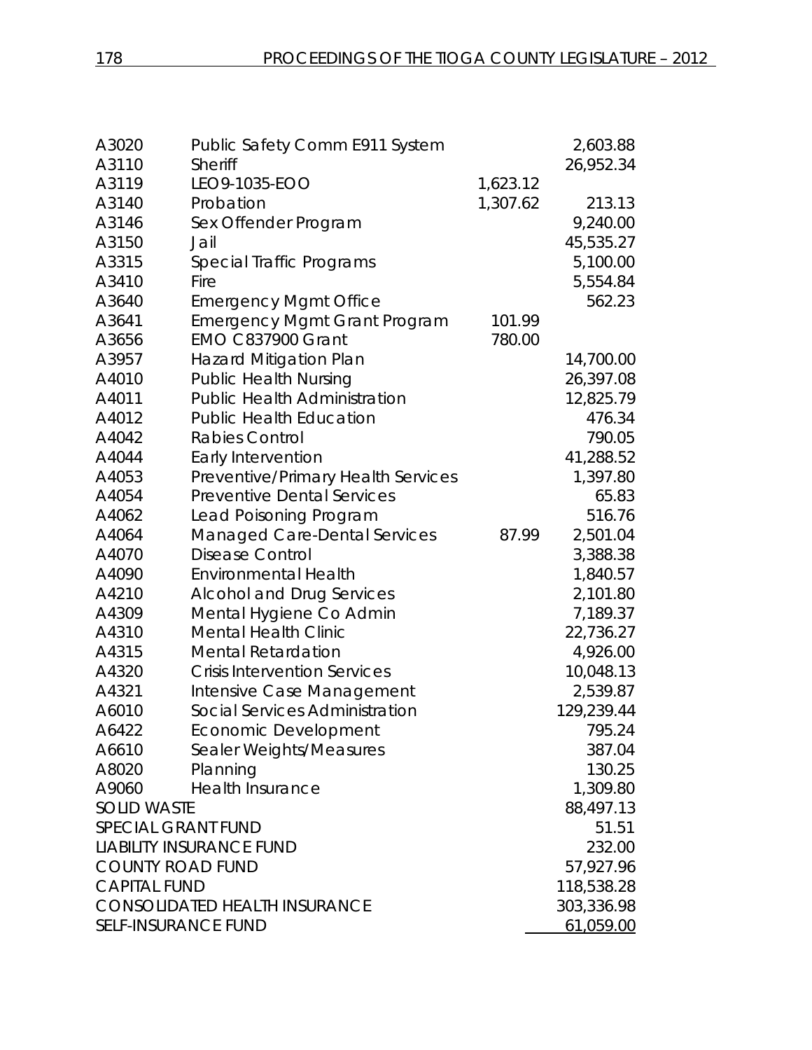| | | | |
|---|---|---|---|
| A3020 | Public Safety Comm E911 System | | 2,603.88 |
| A3110 | Sheriff | | 26,952.34 |
| A3119 | LEO9-1035-EOO | 1,623.12 | |
| A3140 | Probation | 1,307.62 | 213.13 |
| A3146 | Sex Offender Program | | 9,240.00 |
| A3150 | Jail | | 45,535.27 |
| A3315 | Special Traffic Programs | | 5,100.00 |
| A3410 | Fire | | 5,554.84 |
| A3640 | Emergency Mgmt Office | | 562.23 |
| A3641 | Emergency Mgmt Grant Program | 101.99 | |
| A3656 | EMO C837900 Grant | 780.00 | |
| A3957 | Hazard Mitigation Plan | | 14,700.00 |
| A4010 | Public Health Nursing | | 26,397.08 |
| A4011 | Public Health Administration | | 12,825.79 |
| A4012 | Public Health Education | | 476.34 |
| A4042 | Rabies Control | | 790.05 |
| A4044 | Early Intervention | | 41,288.52 |
| A4053 | Preventive/Primary Health Services | | 1,397.80 |
| A4054 | Preventive Dental Services | | 65.83 |
| A4062 | Lead Poisoning Program | | 516.76 |
| A4064 | Managed Care-Dental Services | 87.99 | 2,501.04 |
| A4070 | Disease Control | | 3,388.38 |
| A4090 | Environmental Health | | 1,840.57 |
| A4210 | Alcohol and Drug Services | | 2,101.80 |
| A4309 | Mental Hygiene Co Admin | | 7,189.37 |
| A4310 | Mental Health Clinic | | 22,736.27 |
| A4315 | Mental Retardation | | 4,926.00 |
| A4320 | Crisis Intervention Services | | 10,048.13 |
| A4321 | Intensive Case Management | | 2,539.87 |
| A6010 | Social Services Administration | | 129,239.44 |
| A6422 | Economic Development | | 795.24 |
| A6610 | Sealer Weights/Measures | | 387.04 |
| A8020 | Planning | | 130.25 |
| A9060 | Health Insurance | | 1,309.80 |
| SOLID WASTE | | | 88,497.13 |
| SPECIAL GRANT FUND | | | 51.51 |
| LIABILITY INSURANCE FUND | | | 232.00 |
| COUNTY ROAD FUND | | | 57,927.96 |
| CAPITAL FUND | | | 118,538.28 |
| CONSOLIDATED HEALTH INSURANCE | | | 303,336.98 |
| SELF-INSURANCE FUND | | | 61,059.00 |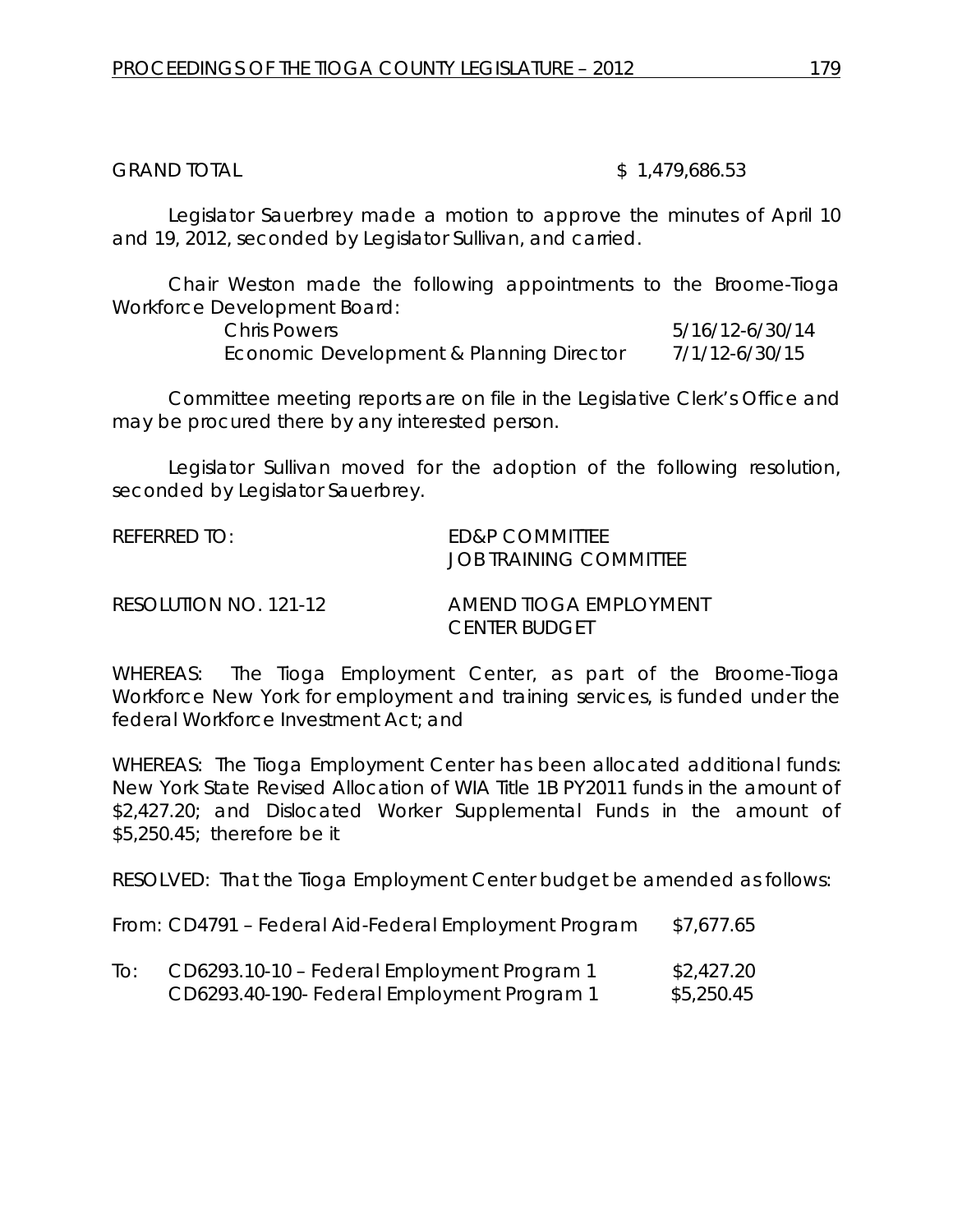GRAND TOTAL $ 1,479,686.53

Legislator Sauerbrey made a motion to approve the minutes of April 10 and 19, 2012, seconded by Legislator Sullivan, and carried.

Chair Weston made the following appointments to the Broome-Tioga Workforce Development Board:

| | |
|---|---|
| Chris Powers | 5/16/12-6/30/14 |
| Economic Development & Planning Director | 7/1/12-6/30/15 |

Committee meeting reports are on file in the Legislative Clerk's Office and may be procured there by any interested person.

Legislator Sullivan moved for the adoption of the following resolution, seconded by Legislator Sauerbrey.

REFERRED TO: ED&P COMMITTEE
JOB TRAINING COMMITTEE

RESOLUTION NO. 121-12 AMEND TIOGA EMPLOYMENT CENTER BUDGET

WHEREAS: The Tioga Employment Center, as part of the Broome-Tioga Workforce New York for employment and training services, is funded under the federal Workforce Investment Act; and

WHEREAS: The Tioga Employment Center has been allocated additional funds: New York State Revised Allocation of WIA Title 1B PY2011 funds in the amount of \$2,427.20; and Dislocated Worker Supplemental Funds in the amount of \$5,250.45; therefore be it

RESOLVED: That the Tioga Employment Center budget be amended as follows:

From: CD4791 – Federal Aid-Federal Employment Program \$7,677.65

To: CD6293.10-10 – Federal Employment Program 1 \$2,427.20
CD6293.40-190- Federal Employment Program 1 \$5,250.45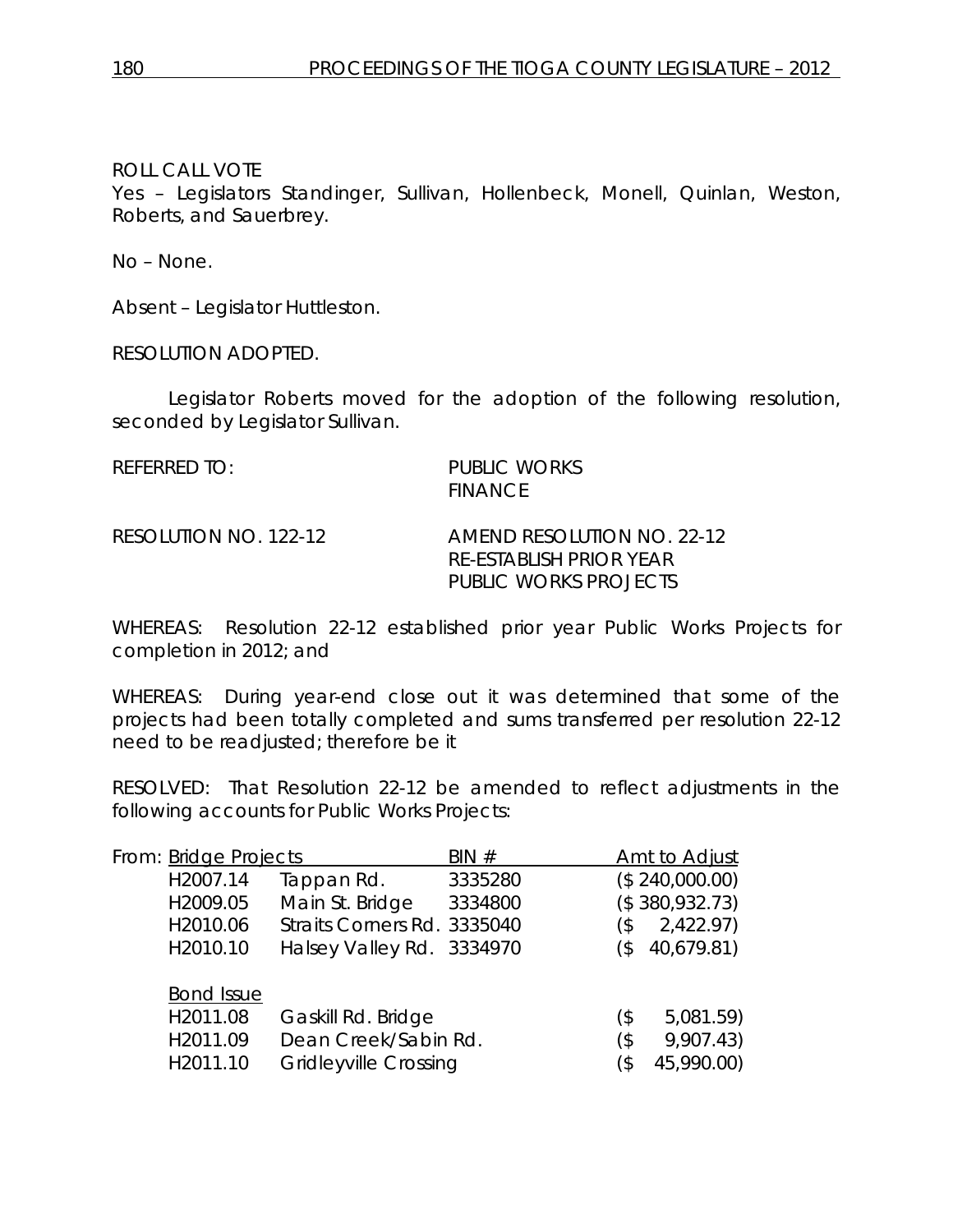ROLL CALL VOTE
Yes – Legislators Standinger, Sullivan, Hollenbeck, Monell, Quinlan, Weston, Roberts, and Sauerbrey.

No – None.

Absent – Legislator Huttleston.

RESOLUTION ADOPTED.

Legislator Roberts moved for the adoption of the following resolution, seconded by Legislator Sullivan.

REFERRED TO: PUBLIC WORKS
FINANCE

RESOLUTION NO. 122-12 AMEND RESOLUTION NO. 22-12
RE-ESTABLISH PRIOR YEAR
PUBLIC WORKS PROJECTS

WHEREAS: Resolution 22-12 established prior year Public Works Projects for completion in 2012; and

WHEREAS: During year-end close out it was determined that some of the projects had been totally completed and sums transferred per resolution 22-12 need to be readjusted; therefore be it

RESOLVED: That Resolution 22-12 be amended to reflect adjustments in the following accounts for Public Works Projects:

| From: Bridge Projects | | BIN # | Amt to Adjust |
|---|---|---|---|
| H2007.14 | Tappan Rd. | 3335280 | ($ 240,000.00) |
| H2009.05 | Main St. Bridge | 3334800 | ($ 380,932.73) |
| H2010.06 | Straits Corners Rd. | 3335040 | ($ 2,422.97) |
| H2010.10 | Halsey Valley Rd. | 3334970 | ($ 40,679.81) |
| Bond Issue | | | |
| H2011.08 | Gaskill Rd. Bridge | | ($ 5,081.59) |
| H2011.09 | Dean Creek/Sabin Rd. | | ($ 9,907.43) |
| H2011.10 | Gridleyville Crossing | | ($ 45,990.00) |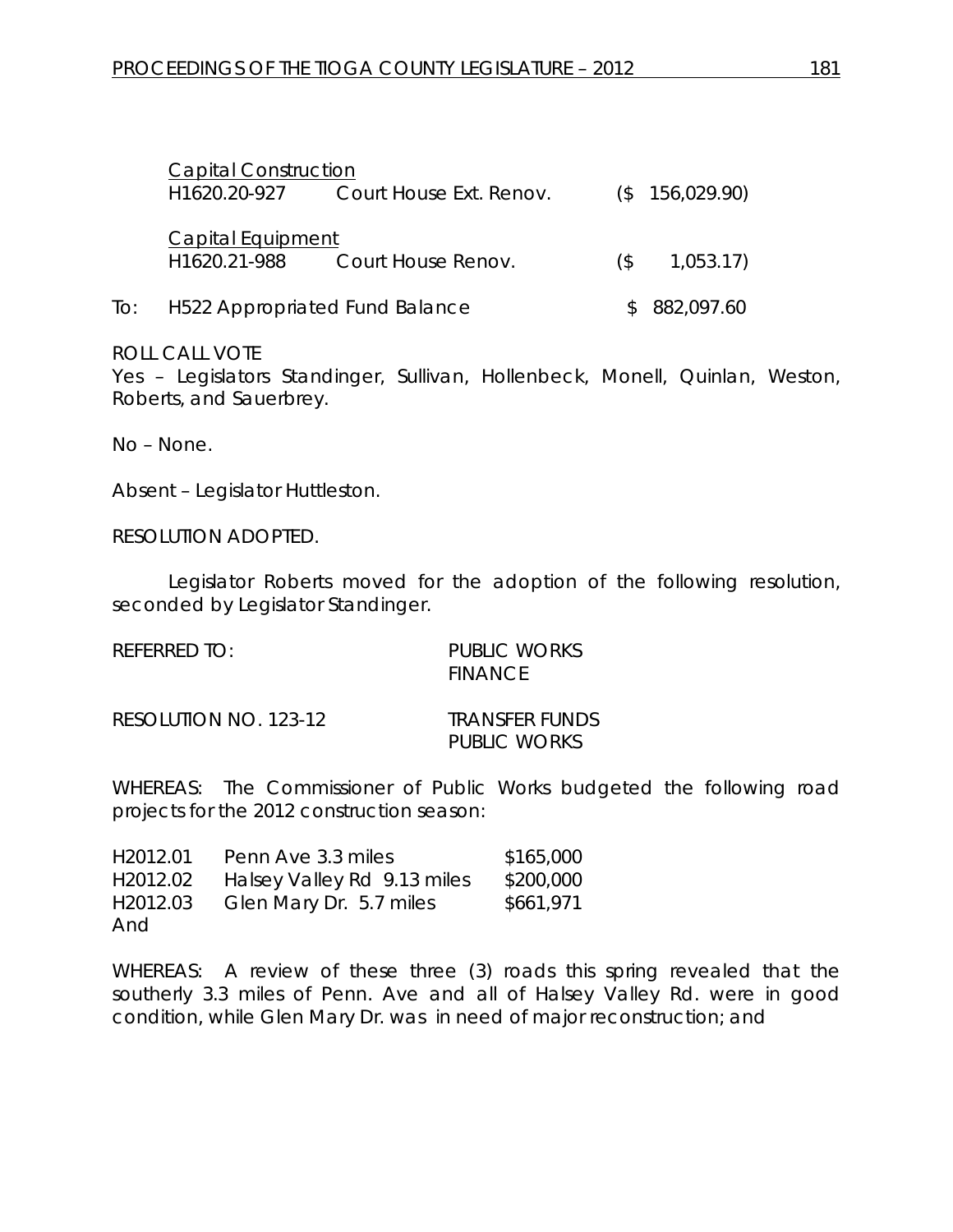Capital Construction

| | | |
|---|---|---|
| H1620.20-927 | Court House Ext. Renov. | ($ 156,029.90) |

Capital Equipment

| | | |
|---|---|---|
| H1620.21-988 | Court House Renov. | ($ 1,053.17) |

To: H522 Appropriated Fund Balance $ 882,097.60

ROLL CALL VOTE
Yes – Legislators Standinger, Sullivan, Hollenbeck, Monell, Quinlan, Weston, Roberts, and Sauerbrey.

No – None.

Absent – Legislator Huttleston.

RESOLUTION ADOPTED.

Legislator Roberts moved for the adoption of the following resolution, seconded by Legislator Standinger.

REFERRED TO: PUBLIC WORKS
FINANCE

RESOLUTION NO. 123-12 TRANSFER FUNDS
PUBLIC WORKS

WHEREAS: The Commissioner of Public Works budgeted the following road projects for the 2012 construction season:

| | | |
|---|---|---|
| H2012.01 | Penn Ave 3.3 miles | $165,000 |
| H2012.02 | Halsey Valley Rd 9.13 miles | $200,000 |
| H2012.03 | Glen Mary Dr. 5.7 miles | $661,971 |

And

WHEREAS: A review of these three (3) roads this spring revealed that the southerly 3.3 miles of Penn. Ave and all of Halsey Valley Rd. were in good condition, while Glen Mary Dr. was in need of major reconstruction; and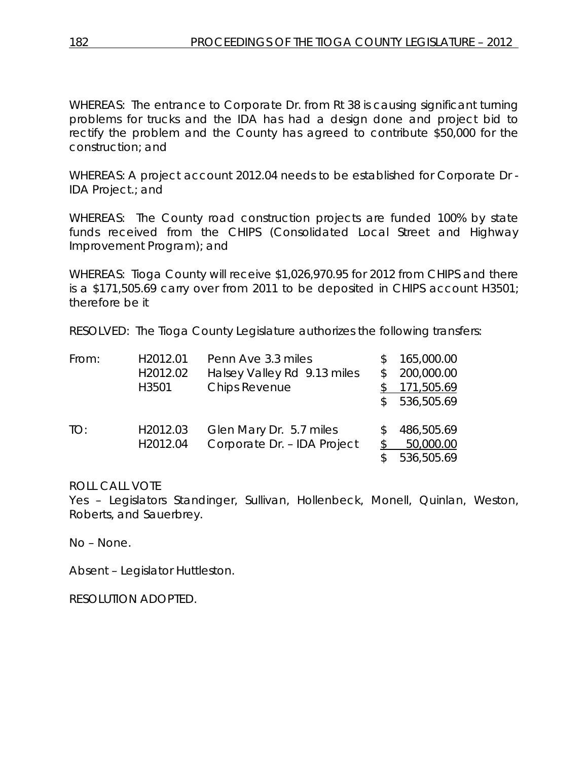WHEREAS: The entrance to Corporate Dr. from Rt 38 is causing significant turning problems for trucks and the IDA has had a design done and project bid to rectify the problem and the County has agreed to contribute $50,000 for the construction; and

WHEREAS: A project account 2012.04 needs to be established for Corporate Dr - IDA Project.; and

WHEREAS: The County road construction projects are funded 100% by state funds received from the CHIPS (Consolidated Local Street and Highway Improvement Program); and

WHEREAS: Tioga County will receive $1,026,970.95 for 2012 from CHIPS and there is a $171,505.69 carry over from 2011 to be deposited in CHIPS account H3501; therefore be it

RESOLVED: The Tioga County Legislature authorizes the following transfers:

| | | | |
|---|---|---|---|
| From: | H2012.01 | Penn Ave 3.3 miles | $ 165,000.00 |
| | H2012.02 | Halsey Valley Rd 9.13 miles | $ 200,000.00 |
| | H3501 | Chips Revenue | $ 171,505.69 |
| | | | $ 536,505.69 |
| TO: | H2012.03 | Glen Mary Dr. 5.7 miles | $ 486,505.69 |
| | H2012.04 | Corporate Dr. – IDA Project | $ 50,000.00 |
| | | | $ 536,505.69 |

ROLL CALL VOTE
Yes – Legislators Standinger, Sullivan, Hollenbeck, Monell, Quinlan, Weston, Roberts, and Sauerbrey.

No – None.

Absent – Legislator Huttleston.

RESOLUTION ADOPTED.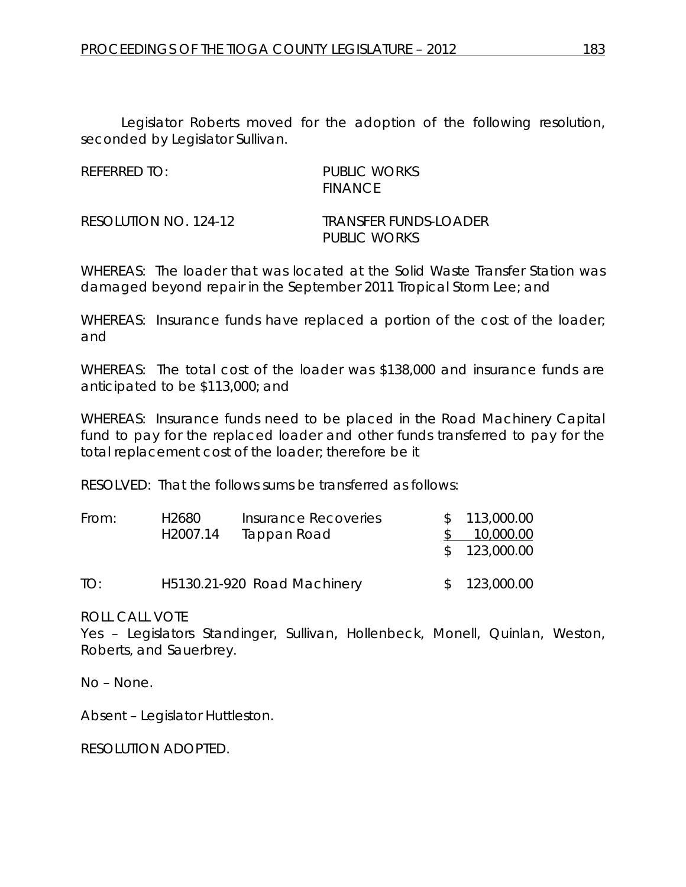Legislator Roberts moved for the adoption of the following resolution, seconded by Legislator Sullivan.

| | |
|---|---|
| REFERRED TO: | PUBLIC WORKS<br>FINANCE |
| RESOLUTION NO. 124-12 | TRANSFER FUNDS-LOADER<br>PUBLIC WORKS |

WHEREAS: The loader that was located at the Solid Waste Transfer Station was damaged beyond repair in the September 2011 Tropical Storm Lee; and

WHEREAS: Insurance funds have replaced a portion of the cost of the loader; and

WHEREAS: The total cost of the loader was $138,000 and insurance funds are anticipated to be $113,000; and

WHEREAS: Insurance funds need to be placed in the Road Machinery Capital fund to pay for the replaced loader and other funds transferred to pay for the total replacement cost of the loader; therefore be it

RESOLVED: That the follows sums be transferred as follows:

| | | | |
|---|---|---|---|
| From: | H2680 | Insurance Recoveries | $ 113,000.00 |
| | H2007.14 | Tappan Road | $ 10,000.00 |
| | | | $ 123,000.00 |
| TO: | H5130.21-920 | Road Machinery | $ 123,000.00 |

ROLL CALL VOTE

Yes – Legislators Standinger, Sullivan, Hollenbeck, Monell, Quinlan, Weston, Roberts, and Sauerbrey.

No – None.

Absent – Legislator Huttleston.

RESOLUTION ADOPTED.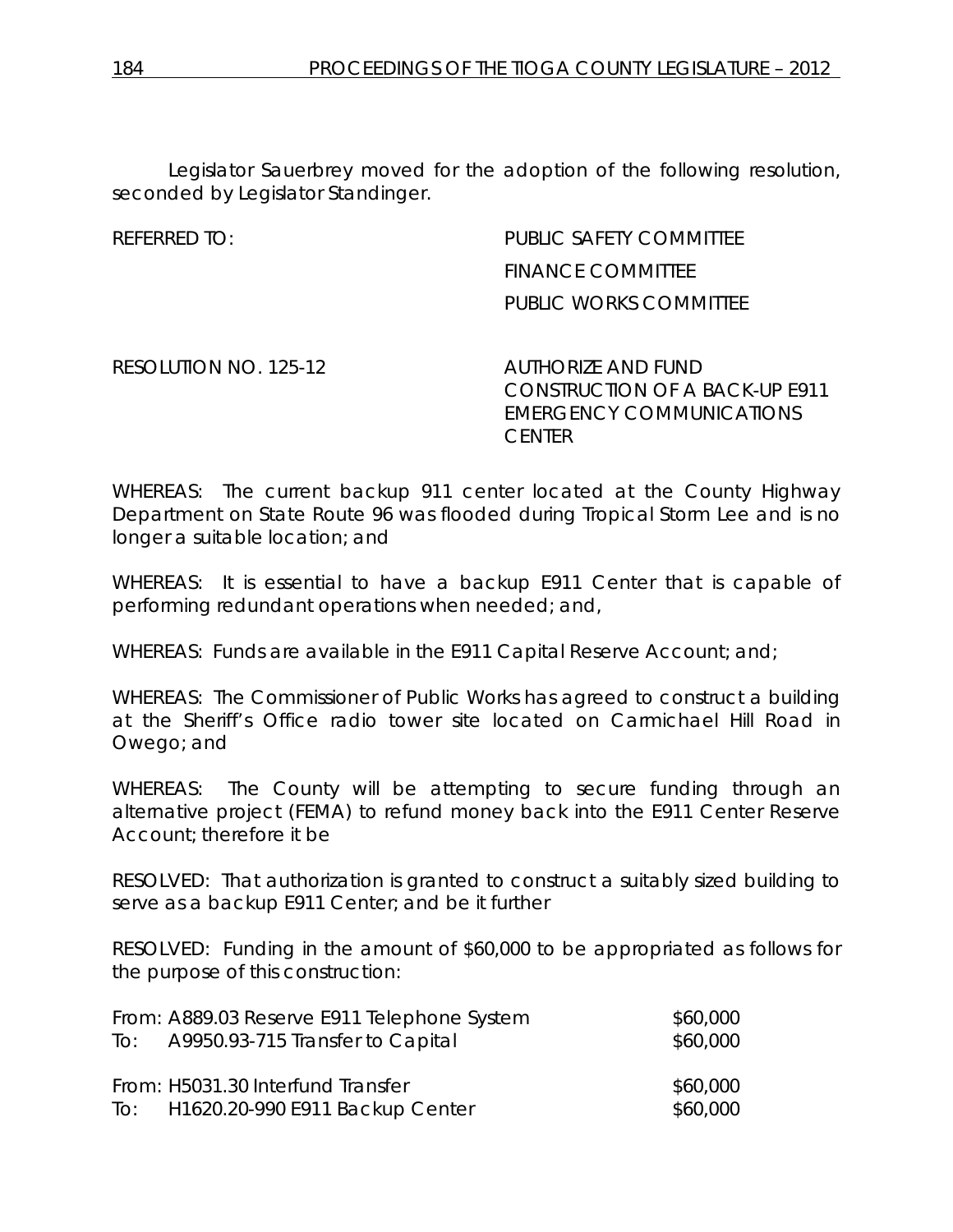Legislator Sauerbrey moved for the adoption of the following resolution, seconded by Legislator Standinger.

REFERRED TO: PUBLIC SAFETY COMMITTEE
FINANCE COMMITTEE
PUBLIC WORKS COMMITTEE

RESOLUTION NO. 125-12 AUTHORIZE AND FUND CONSTRUCTION OF A BACK-UP E911 EMERGENCY COMMUNICATIONS CENTER

WHEREAS: The current backup 911 center located at the County Highway Department on State Route 96 was flooded during Tropical Storm Lee and is no longer a suitable location; and

WHEREAS: It is essential to have a backup E911 Center that is capable of performing redundant operations when needed; and,

WHEREAS: Funds are available in the E911 Capital Reserve Account; and;

WHEREAS: The Commissioner of Public Works has agreed to construct a building at the Sheriff's Office radio tower site located on Carmichael Hill Road in Owego; and

WHEREAS: The County will be attempting to secure funding through an alternative project (FEMA) to refund money back into the E911 Center Reserve Account; therefore it be

RESOLVED: That authorization is granted to construct a suitably sized building to serve as a backup E911 Center; and be it further

RESOLVED: Funding in the amount of $60,000 to be appropriated as follows for the purpose of this construction:

| | |
|---|---|
| From: A889.03 Reserve E911 Telephone System | $60,000 |
| To: A9950.93-715 Transfer to Capital | $60,000 |
| | |
| From: H5031.30 Interfund Transfer | $60,000 |
| To: H1620.20-990 E911 Backup Center | $60,000 |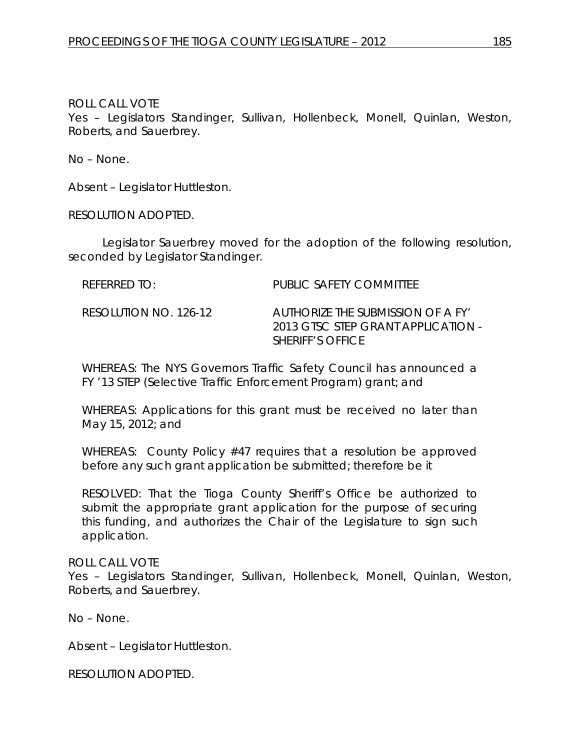ROLL CALL VOTE
Yes – Legislators Standinger, Sullivan, Hollenbeck, Monell, Quinlan, Weston, Roberts, and Sauerbrey.

No – None.

Absent – Legislator Huttleston.

RESOLUTION ADOPTED.

Legislator Sauerbrey moved for the adoption of the following resolution, seconded by Legislator Standinger.

REFERRED TO: PUBLIC SAFETY COMMITTEE

RESOLUTION NO. 126-12 AUTHORIZE THE SUBMISSION OF A FY' 2013 GTSC STEP GRANT APPLICATION - SHERIFF'S OFFICE

WHEREAS: The NYS Governors Traffic Safety Council has announced a FY '13 STEP (Selective Traffic Enforcement Program) grant; and

WHEREAS: Applications for this grant must be received no later than May 15, 2012; and

WHEREAS: County Policy #47 requires that a resolution be approved before any such grant application be submitted; therefore be it

RESOLVED: That the Tioga County Sheriff's Office be authorized to submit the appropriate grant application for the purpose of securing this funding, and authorizes the Chair of the Legislature to sign such application.

ROLL CALL VOTE
Yes – Legislators Standinger, Sullivan, Hollenbeck, Monell, Quinlan, Weston, Roberts, and Sauerbrey.

No – None.

Absent – Legislator Huttleston.

RESOLUTION ADOPTED.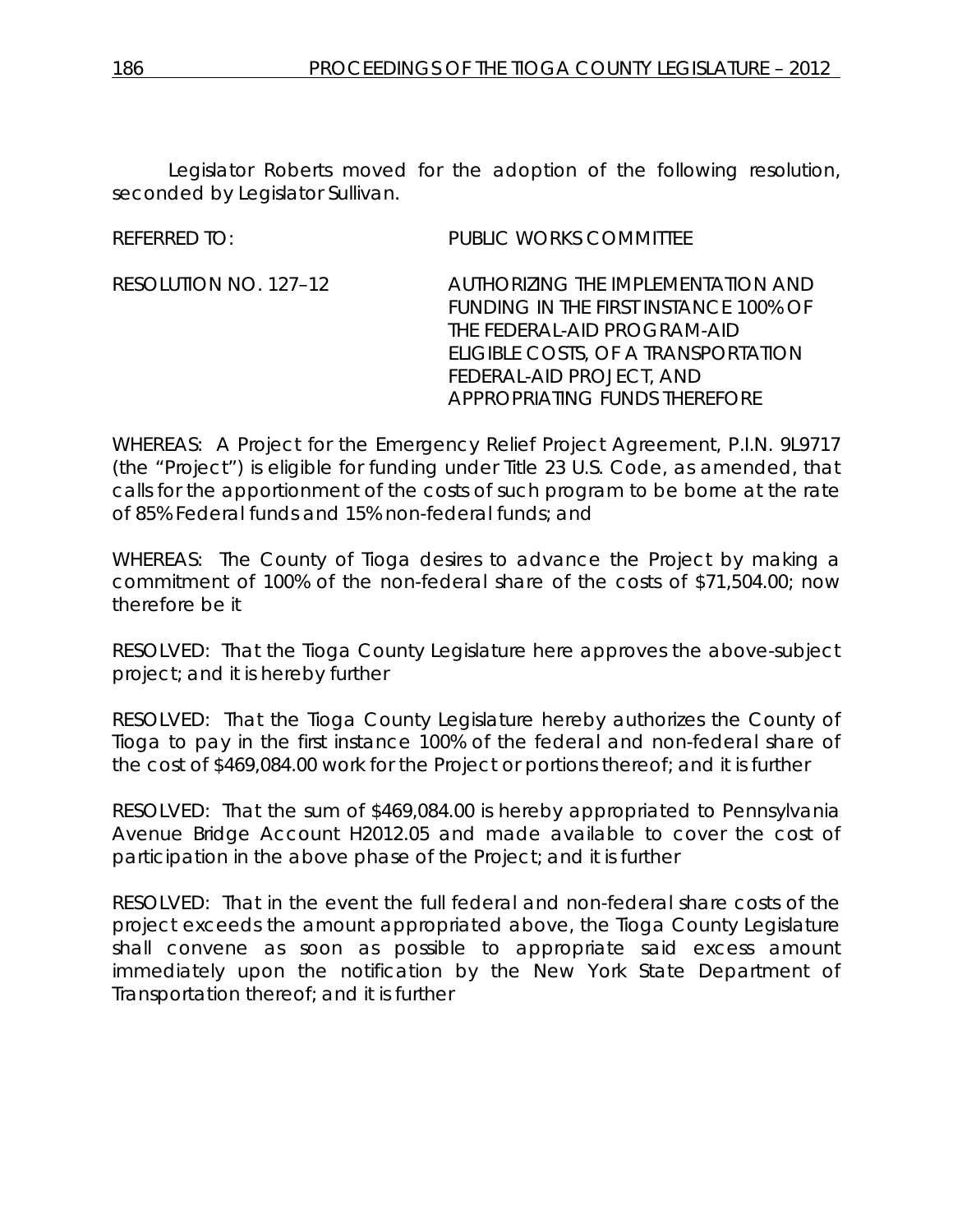Legislator Roberts moved for the adoption of the following resolution, seconded by Legislator Sullivan.

REFERRED TO: PUBLIC WORKS COMMITTEE

RESOLUTION NO. 127–12 AUTHORIZING THE IMPLEMENTATION AND FUNDING IN THE FIRST INSTANCE 100% OF THE FEDERAL-AID PROGRAM-AID ELIGIBLE COSTS, OF A TRANSPORTATION FEDERAL-AID PROJECT, AND APPROPRIATING FUNDS THEREFORE

WHEREAS: A Project for the Emergency Relief Project Agreement, P.I.N. 9L9717 (the "Project") is eligible for funding under Title 23 U.S. Code, as amended, that calls for the apportionment of the costs of such program to be borne at the rate of 85% Federal funds and 15% non-federal funds; and

WHEREAS: The County of Tioga desires to advance the Project by making a commitment of 100% of the non-federal share of the costs of $71,504.00; now therefore be it

RESOLVED: That the Tioga County Legislature here approves the above-subject project; and it is hereby further

RESOLVED: That the Tioga County Legislature hereby authorizes the County of Tioga to pay in the first instance 100% of the federal and non-federal share of the cost of $469,084.00 work for the Project or portions thereof; and it is further

RESOLVED: That the sum of $469,084.00 is hereby appropriated to Pennsylvania Avenue Bridge Account H2012.05 and made available to cover the cost of participation in the above phase of the Project; and it is further

RESOLVED: That in the event the full federal and non-federal share costs of the project exceeds the amount appropriated above, the Tioga County Legislature shall convene as soon as possible to appropriate said excess amount immediately upon the notification by the New York State Department of Transportation thereof; and it is further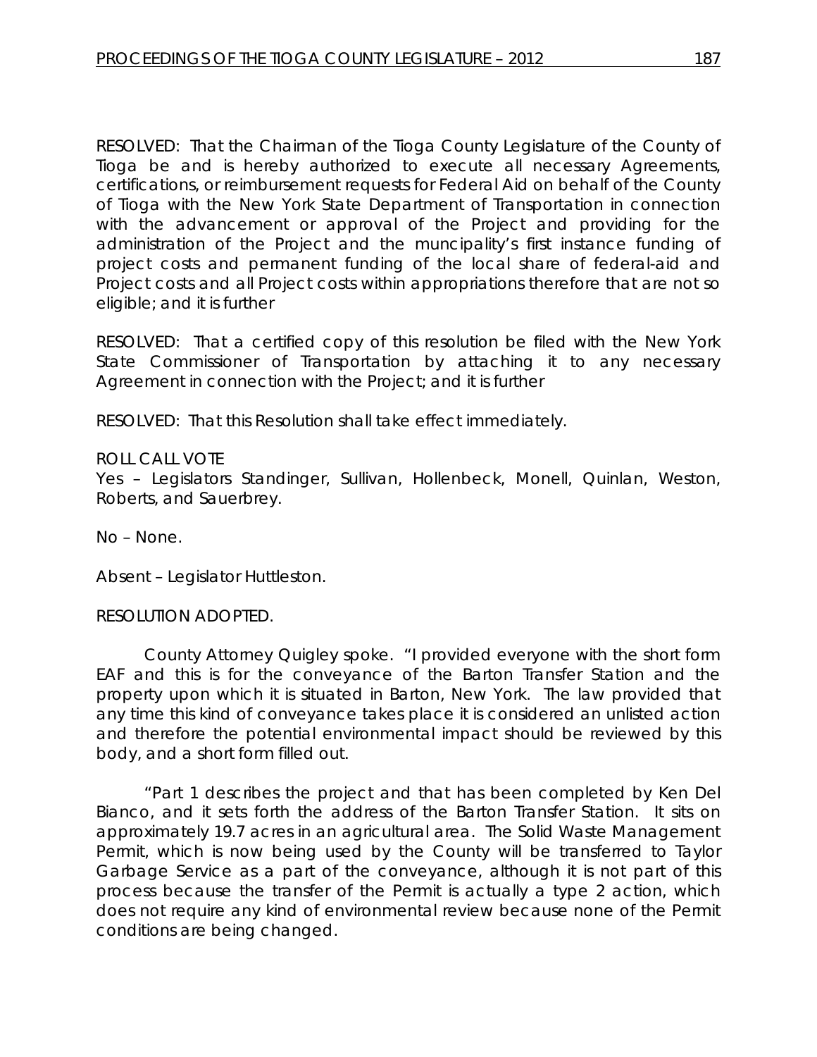RESOLVED: That the Chairman of the Tioga County Legislature of the County of Tioga be and is hereby authorized to execute all necessary Agreements, certifications, or reimbursement requests for Federal Aid on behalf of the County of Tioga with the New York State Department of Transportation in connection with the advancement or approval of the Project and providing for the administration of the Project and the muncipality's first instance funding of project costs and permanent funding of the local share of federal-aid and Project costs and all Project costs within appropriations therefore that are not so eligible; and it is further

RESOLVED: That a certified copy of this resolution be filed with the New York State Commissioner of Transportation by attaching it to any necessary Agreement in connection with the Project; and it is further

RESOLVED: That this Resolution shall take effect immediately.

ROLL CALL VOTE
Yes – Legislators Standinger, Sullivan, Hollenbeck, Monell, Quinlan, Weston, Roberts, and Sauerbrey.

No – None.

Absent – Legislator Huttleston.

RESOLUTION ADOPTED.

County Attorney Quigley spoke. "I provided everyone with the short form EAF and this is for the conveyance of the Barton Transfer Station and the property upon which it is situated in Barton, New York. The law provided that any time this kind of conveyance takes place it is considered an unlisted action and therefore the potential environmental impact should be reviewed by this body, and a short form filled out.

"Part 1 describes the project and that has been completed by Ken Del Bianco, and it sets forth the address of the Barton Transfer Station. It sits on approximately 19.7 acres in an agricultural area. The Solid Waste Management Permit, which is now being used by the County will be transferred to Taylor Garbage Service as a part of the conveyance, although it is not part of this process because the transfer of the Permit is actually a type 2 action, which does not require any kind of environmental review because none of the Permit conditions are being changed.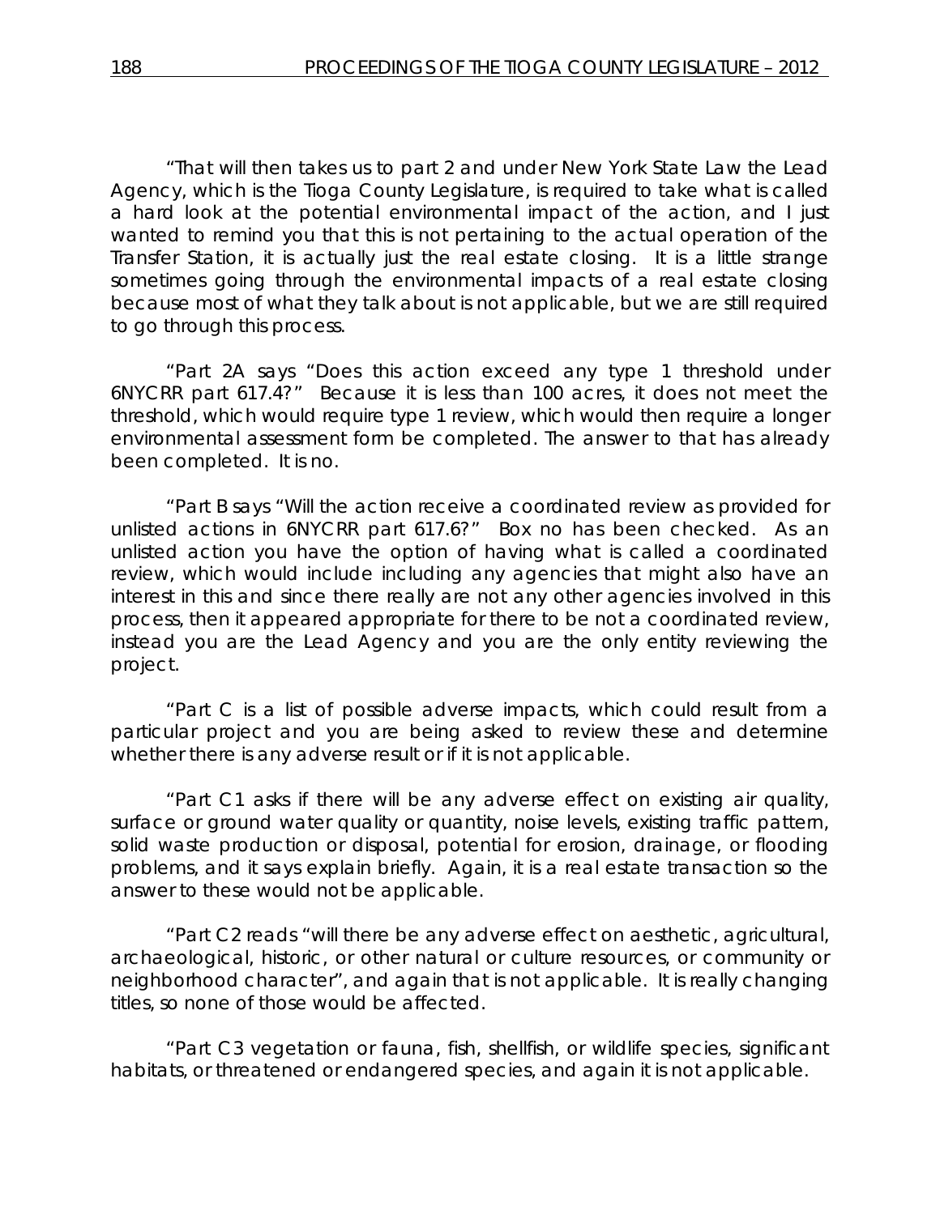"That will then takes us to part 2 and under New York State Law the Lead Agency, which is the Tioga County Legislature, is required to take what is called a hard look at the potential environmental impact of the action, and I just wanted to remind you that this is not pertaining to the actual operation of the Transfer Station, it is actually just the real estate closing. It is a little strange sometimes going through the environmental impacts of a real estate closing because most of what they talk about is not applicable, but we are still required to go through this process.

"Part 2A says "Does this action exceed any type 1 threshold under 6NYCRR part 617.4?" Because it is less than 100 acres, it does not meet the threshold, which would require type 1 review, which would then require a longer environmental assessment form be completed. The answer to that has already been completed. It is no.

"Part B says "Will the action receive a coordinated review as provided for unlisted actions in 6NYCRR part 617.6?" Box no has been checked. As an unlisted action you have the option of having what is called a coordinated review, which would include including any agencies that might also have an interest in this and since there really are not any other agencies involved in this process, then it appeared appropriate for there to be not a coordinated review, instead you are the Lead Agency and you are the only entity reviewing the project.

"Part C is a list of possible adverse impacts, which could result from a particular project and you are being asked to review these and determine whether there is any adverse result or if it is not applicable.

"Part C1 asks if there will be any adverse effect on existing air quality, surface or ground water quality or quantity, noise levels, existing traffic pattern, solid waste production or disposal, potential for erosion, drainage, or flooding problems, and it says explain briefly. Again, it is a real estate transaction so the answer to these would not be applicable.

"Part C2 reads "will there be any adverse effect on aesthetic, agricultural, archaeological, historic, or other natural or culture resources, or community or neighborhood character", and again that is not applicable. It is really changing titles, so none of those would be affected.

"Part C3 vegetation or fauna, fish, shellfish, or wildlife species, significant habitats, or threatened or endangered species, and again it is not applicable.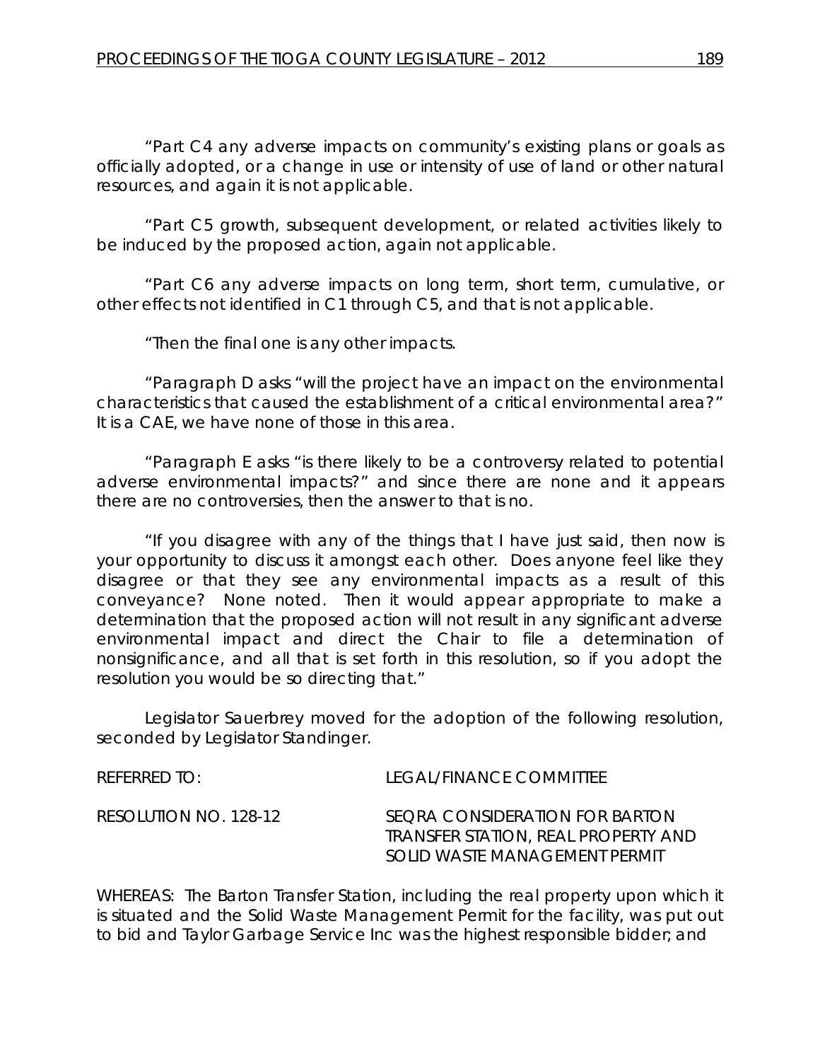"Part C4 any adverse impacts on community's existing plans or goals as officially adopted, or a change in use or intensity of use of land or other natural resources, and again it is not applicable.

"Part C5 growth, subsequent development, or related activities likely to be induced by the proposed action, again not applicable.

"Part C6 any adverse impacts on long term, short term, cumulative, or other effects not identified in C1 through C5, and that is not applicable.

"Then the final one is any other impacts.

"Paragraph D asks "will the project have an impact on the environmental characteristics that caused the establishment of a critical environmental area?" It is a CAE, we have none of those in this area.

"Paragraph E asks "is there likely to be a controversy related to potential adverse environmental impacts?" and since there are none and it appears there are no controversies, then the answer to that is no.

"If you disagree with any of the things that I have just said, then now is your opportunity to discuss it amongst each other. Does anyone feel like they disagree or that they see any environmental impacts as a result of this conveyance? None noted. Then it would appear appropriate to make a determination that the proposed action will not result in any significant adverse environmental impact and direct the Chair to file a determination of nonsignificance, and all that is set forth in this resolution, so if you adopt the resolution you would be so directing that."

Legislator Sauerbrey moved for the adoption of the following resolution, seconded by Legislator Standinger.

REFERRED TO: LEGAL/FINANCE COMMITTEE

RESOLUTION NO. 128-12 SEQRA CONSIDERATION FOR BARTON TRANSFER STATION, REAL PROPERTY AND SOLID WASTE MANAGEMENT PERMIT

WHEREAS: The Barton Transfer Station, including the real property upon which it is situated and the Solid Waste Management Permit for the facility, was put out to bid and Taylor Garbage Service Inc was the highest responsible bidder; and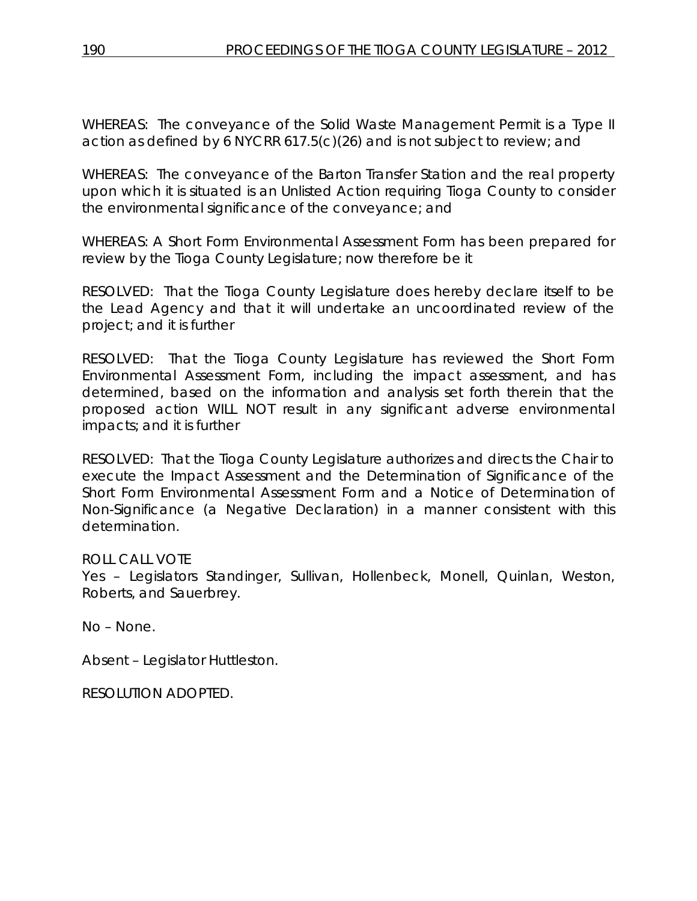WHEREAS: The conveyance of the Solid Waste Management Permit is a Type II action as defined by 6 NYCRR 617.5(c)(26) and is not subject to review; and

WHEREAS: The conveyance of the Barton Transfer Station and the real property upon which it is situated is an Unlisted Action requiring Tioga County to consider the environmental significance of the conveyance; and

WHEREAS: A Short Form Environmental Assessment Form has been prepared for review by the Tioga County Legislature; now therefore be it

RESOLVED: That the Tioga County Legislature does hereby declare itself to be the Lead Agency and that it will undertake an uncoordinated review of the project; and it is further

RESOLVED: That the Tioga County Legislature has reviewed the Short Form Environmental Assessment Form, including the impact assessment, and has determined, based on the information and analysis set forth therein that the proposed action WILL NOT result in any significant adverse environmental impacts; and it is further

RESOLVED: That the Tioga County Legislature authorizes and directs the Chair to execute the Impact Assessment and the Determination of Significance of the Short Form Environmental Assessment Form and a Notice of Determination of Non-Significance (a Negative Declaration) in a manner consistent with this determination.

ROLL CALL VOTE
Yes – Legislators Standinger, Sullivan, Hollenbeck, Monell, Quinlan, Weston, Roberts, and Sauerbrey.

No – None.

Absent – Legislator Huttleston.

RESOLUTION ADOPTED.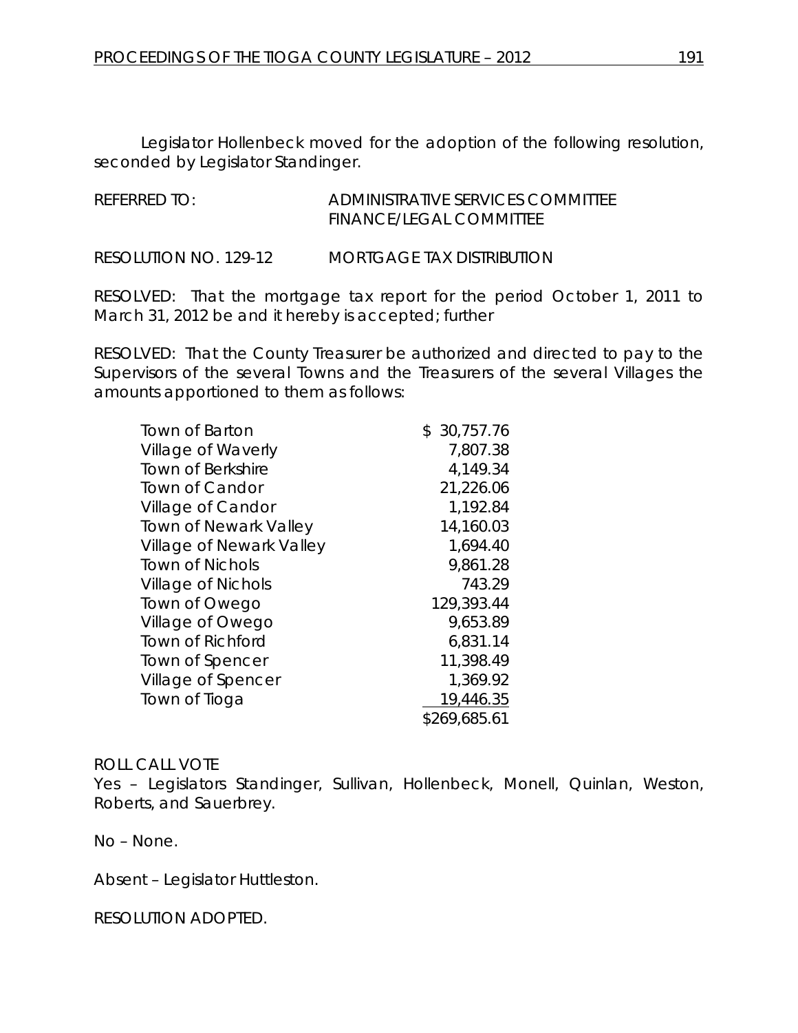Legislator Hollenbeck moved for the adoption of the following resolution, seconded by Legislator Standinger.

REFERRED TO: ADMINISTRATIVE SERVICES COMMITTEE
FINANCE/LEGAL COMMITTEE

RESOLUTION NO. 129-12 MORTGAGE TAX DISTRIBUTION

RESOLVED: That the mortgage tax report for the period October 1, 2011 to March 31, 2012 be and it hereby is accepted; further

RESOLVED: That the County Treasurer be authorized and directed to pay to the Supervisors of the several Towns and the Treasurers of the several Villages the amounts apportioned to them as follows:

| | |
|---|---|
| Town of Barton | $ 30,757.76 |
| Village of Waverly | 7,807.38 |
| Town of Berkshire | 4,149.34 |
| Town of Candor | 21,226.06 |
| Village of Candor | 1,192.84 |
| Town of Newark Valley | 14,160.03 |
| Village of Newark Valley | 1,694.40 |
| Town of Nichols | 9,861.28 |
| Village of Nichols | 743.29 |
| Town of Owego | 129,393.44 |
| Village of Owego | 9,653.89 |
| Town of Richford | 6,831.14 |
| Town of Spencer | 11,398.49 |
| Village of Spencer | 1,369.92 |
| Town of Tioga | 19,446.35 |
| | $269,685.61 |

ROLL CALL VOTE
Yes – Legislators Standinger, Sullivan, Hollenbeck, Monell, Quinlan, Weston, Roberts, and Sauerbrey.

No – None.

Absent – Legislator Huttleston.

RESOLUTION ADOPTED.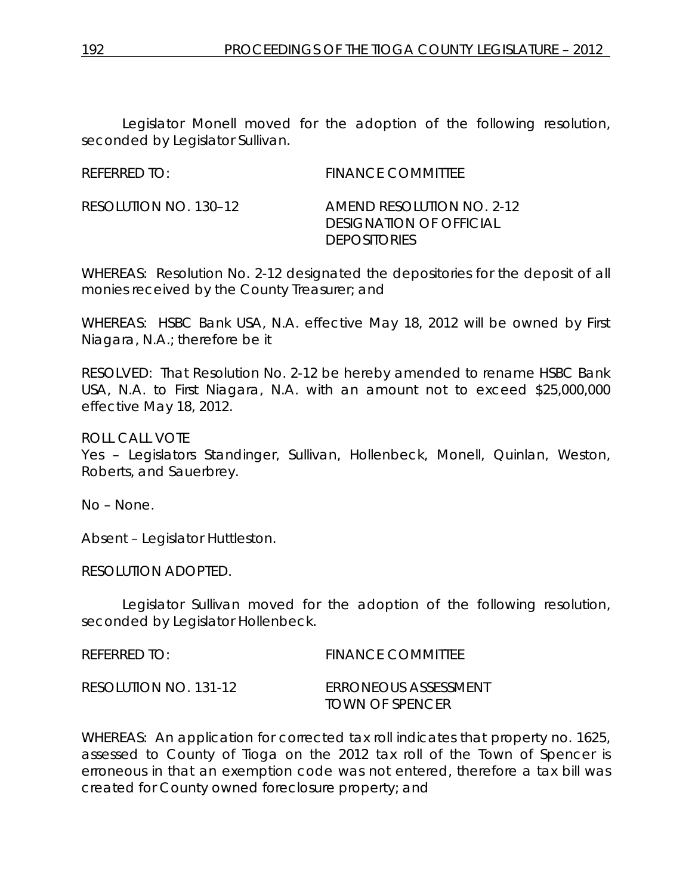Legislator Monell moved for the adoption of the following resolution, seconded by Legislator Sullivan.

REFERRED TO: FINANCE COMMITTEE

RESOLUTION NO. 130–12 AMEND RESOLUTION NO. 2-12 DESIGNATION OF OFFICIAL DEPOSITORIES

WHEREAS: Resolution No. 2-12 designated the depositories for the deposit of all monies received by the County Treasurer; and

WHEREAS: HSBC Bank USA, N.A. effective May 18, 2012 will be owned by First Niagara, N.A.; therefore be it

RESOLVED: That Resolution No. 2-12 be hereby amended to rename HSBC Bank USA, N.A. to First Niagara, N.A. with an amount not to exceed $25,000,000 effective May 18, 2012.

ROLL CALL VOTE
Yes – Legislators Standinger, Sullivan, Hollenbeck, Monell, Quinlan, Weston, Roberts, and Sauerbrey.

No – None.

Absent – Legislator Huttleston.

RESOLUTION ADOPTED.

Legislator Sullivan moved for the adoption of the following resolution, seconded by Legislator Hollenbeck.

REFERRED TO: FINANCE COMMITTEE

RESOLUTION NO. 131-12 ERRONEOUS ASSESSMENT TOWN OF SPENCER

WHEREAS: An application for corrected tax roll indicates that property no. 1625, assessed to County of Tioga on the 2012 tax roll of the Town of Spencer is erroneous in that an exemption code was not entered, therefore a tax bill was created for County owned foreclosure property; and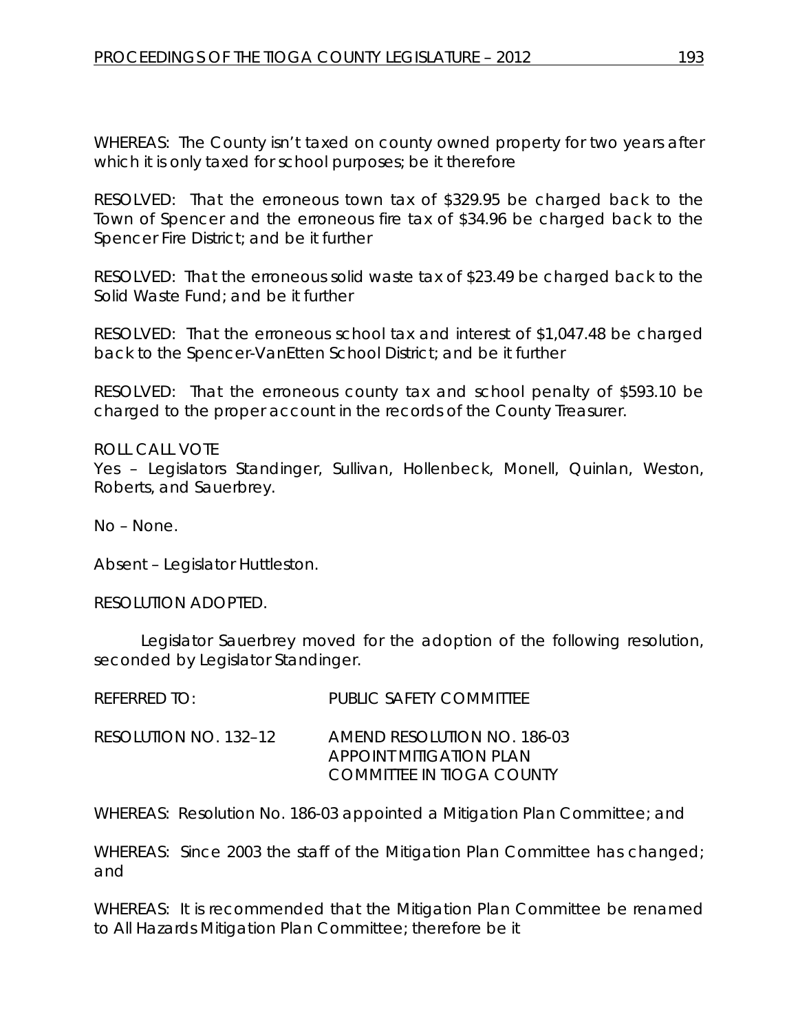WHEREAS: The County isn't taxed on county owned property for two years after which it is only taxed for school purposes; be it therefore

RESOLVED: That the erroneous town tax of $329.95 be charged back to the Town of Spencer and the erroneous fire tax of $34.96 be charged back to the Spencer Fire District; and be it further

RESOLVED: That the erroneous solid waste tax of $23.49 be charged back to the Solid Waste Fund; and be it further

RESOLVED: That the erroneous school tax and interest of $1,047.48 be charged back to the Spencer-VanEtten School District; and be it further

RESOLVED: That the erroneous county tax and school penalty of $593.10 be charged to the proper account in the records of the County Treasurer.

ROLL CALL VOTE
Yes – Legislators Standinger, Sullivan, Hollenbeck, Monell, Quinlan, Weston, Roberts, and Sauerbrey.

No – None.

Absent – Legislator Huttleston.

RESOLUTION ADOPTED.

Legislator Sauerbrey moved for the adoption of the following resolution, seconded by Legislator Standinger.

REFERRED TO: PUBLIC SAFETY COMMITTEE

RESOLUTION NO. 132–12 AMEND RESOLUTION NO. 186-03
APPOINT MITIGATION PLAN
COMMITTEE IN TIOGA COUNTY

WHEREAS: Resolution No. 186-03 appointed a Mitigation Plan Committee; and

WHEREAS: Since 2003 the staff of the Mitigation Plan Committee has changed; and

WHEREAS: It is recommended that the Mitigation Plan Committee be renamed to All Hazards Mitigation Plan Committee; therefore be it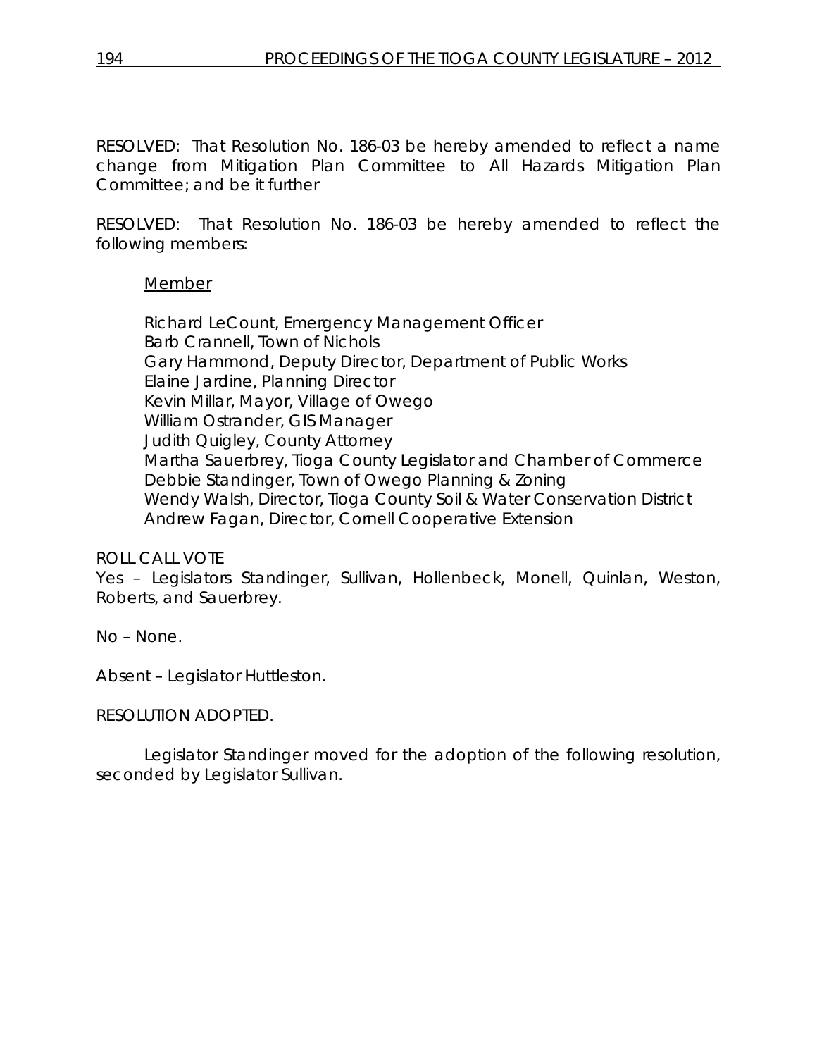RESOLVED: That Resolution No. 186-03 be hereby amended to reflect a name change from Mitigation Plan Committee to All Hazards Mitigation Plan Committee; and be it further

RESOLVED: That Resolution No. 186-03 be hereby amended to reflect the following members:

<u>Member</u>

Richard LeCount, Emergency Management Officer
Barb Crannell, Town of Nichols
Gary Hammond, Deputy Director, Department of Public Works
Elaine Jardine, Planning Director
Kevin Millar, Mayor, Village of Owego
William Ostrander, GIS Manager
Judith Quigley, County Attorney
Martha Sauerbrey, Tioga County Legislator and Chamber of Commerce
Debbie Standinger, Town of Owego Planning & Zoning
Wendy Walsh, Director, Tioga County Soil & Water Conservation District
Andrew Fagan, Director, Cornell Cooperative Extension

ROLL CALL VOTE
Yes – Legislators Standinger, Sullivan, Hollenbeck, Monell, Quinlan, Weston, Roberts, and Sauerbrey.

No – None.

Absent – Legislator Huttleston.

RESOLUTION ADOPTED.

Legislator Standinger moved for the adoption of the following resolution, seconded by Legislator Sullivan.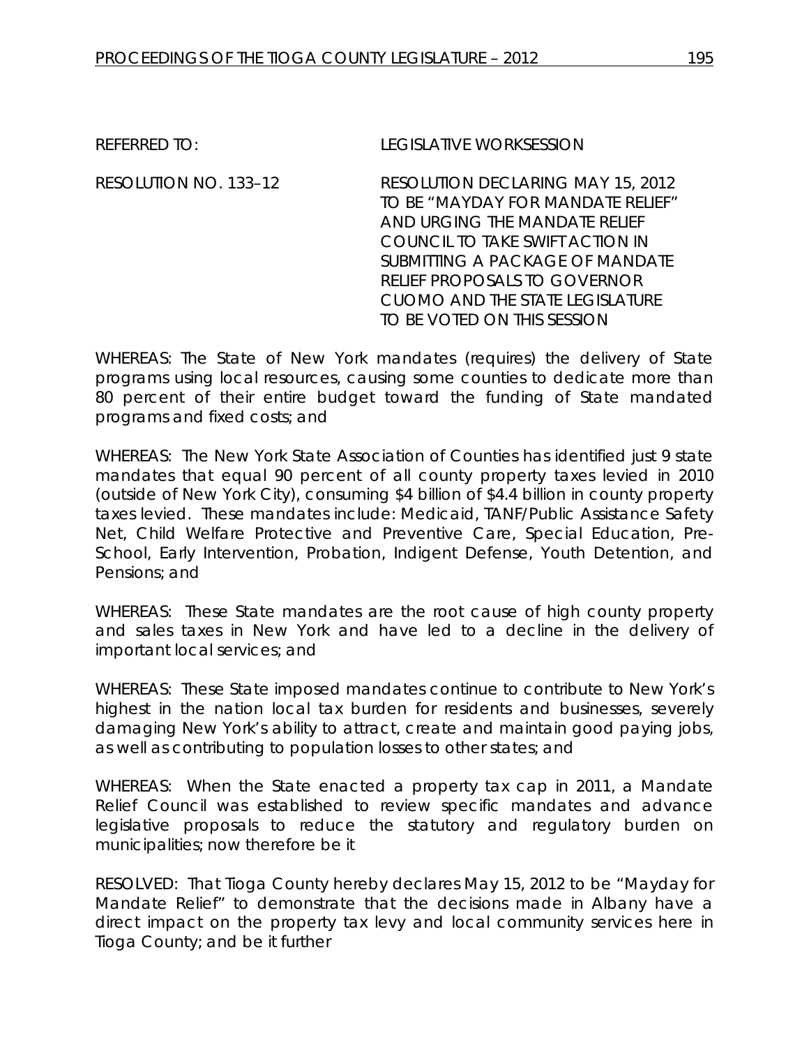REFERRED TO: LEGISLATIVE WORKSESSION

RESOLUTION NO. 133–12 RESOLUTION DECLARING MAY 15, 2012 TO BE "MAYDAY FOR MANDATE RELIEF" AND URGING THE MANDATE RELIEF COUNCIL TO TAKE SWIFT ACTION IN SUBMITTING A PACKAGE OF MANDATE RELIEF PROPOSALS TO GOVERNOR CUOMO AND THE STATE LEGISLATURE TO BE VOTED ON THIS SESSION

WHEREAS: The State of New York mandates (requires) the delivery of State programs using local resources, causing some counties to dedicate more than 80 percent of their entire budget toward the funding of State mandated programs and fixed costs; and

WHEREAS: The New York State Association of Counties has identified just 9 state mandates that equal 90 percent of all county property taxes levied in 2010 (outside of New York City), consuming $4 billion of $4.4 billion in county property taxes levied. These mandates include: Medicaid, TANF/Public Assistance Safety Net, Child Welfare Protective and Preventive Care, Special Education, Pre-School, Early Intervention, Probation, Indigent Defense, Youth Detention, and Pensions; and

WHEREAS: These State mandates are the root cause of high county property and sales taxes in New York and have led to a decline in the delivery of important local services; and

WHEREAS: These State imposed mandates continue to contribute to New York's highest in the nation local tax burden for residents and businesses, severely damaging New York's ability to attract, create and maintain good paying jobs, as well as contributing to population losses to other states; and

WHEREAS: When the State enacted a property tax cap in 2011, a Mandate Relief Council was established to review specific mandates and advance legislative proposals to reduce the statutory and regulatory burden on municipalities; now therefore be it

RESOLVED: That Tioga County hereby declares May 15, 2012 to be "Mayday for Mandate Relief" to demonstrate that the decisions made in Albany have a direct impact on the property tax levy and local community services here in Tioga County; and be it further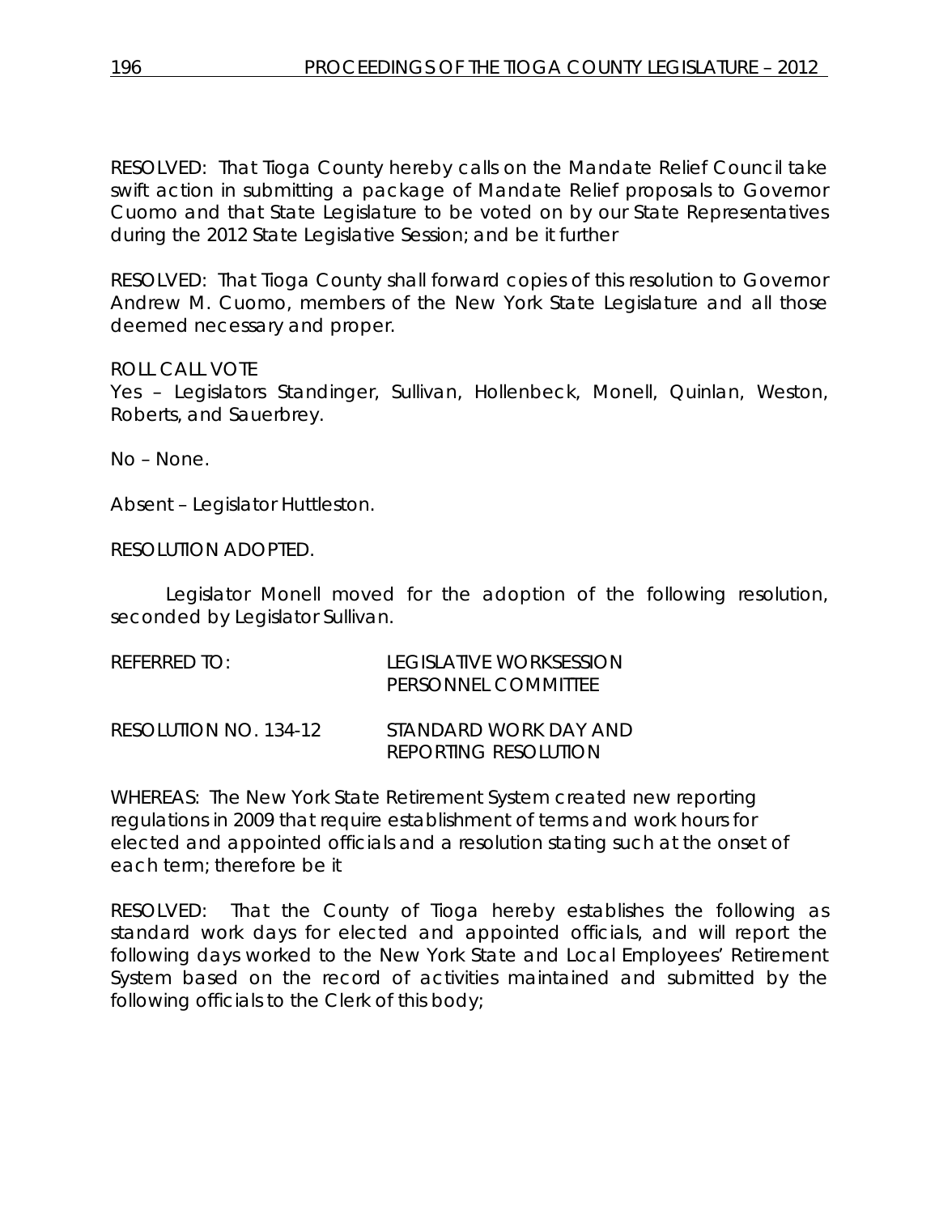RESOLVED: That Tioga County hereby calls on the Mandate Relief Council take swift action in submitting a package of Mandate Relief proposals to Governor Cuomo and that State Legislature to be voted on by our State Representatives during the 2012 State Legislative Session; and be it further

RESOLVED: That Tioga County shall forward copies of this resolution to Governor Andrew M. Cuomo, members of the New York State Legislature and all those deemed necessary and proper.

ROLL CALL VOTE
Yes – Legislators Standinger, Sullivan, Hollenbeck, Monell, Quinlan, Weston, Roberts, and Sauerbrey.

No – None.

Absent – Legislator Huttleston.

RESOLUTION ADOPTED.

Legislator Monell moved for the adoption of the following resolution, seconded by Legislator Sullivan.

REFERRED TO: LEGISLATIVE WORKSESSION
PERSONNEL COMMITTEE

RESOLUTION NO. 134-12 STANDARD WORK DAY AND REPORTING RESOLUTION

WHEREAS: The New York State Retirement System created new reporting regulations in 2009 that require establishment of terms and work hours for elected and appointed officials and a resolution stating such at the onset of each term; therefore be it

RESOLVED: That the County of Tioga hereby establishes the following as standard work days for elected and appointed officials, and will report the following days worked to the New York State and Local Employees' Retirement System based on the record of activities maintained and submitted by the following officials to the Clerk of this body;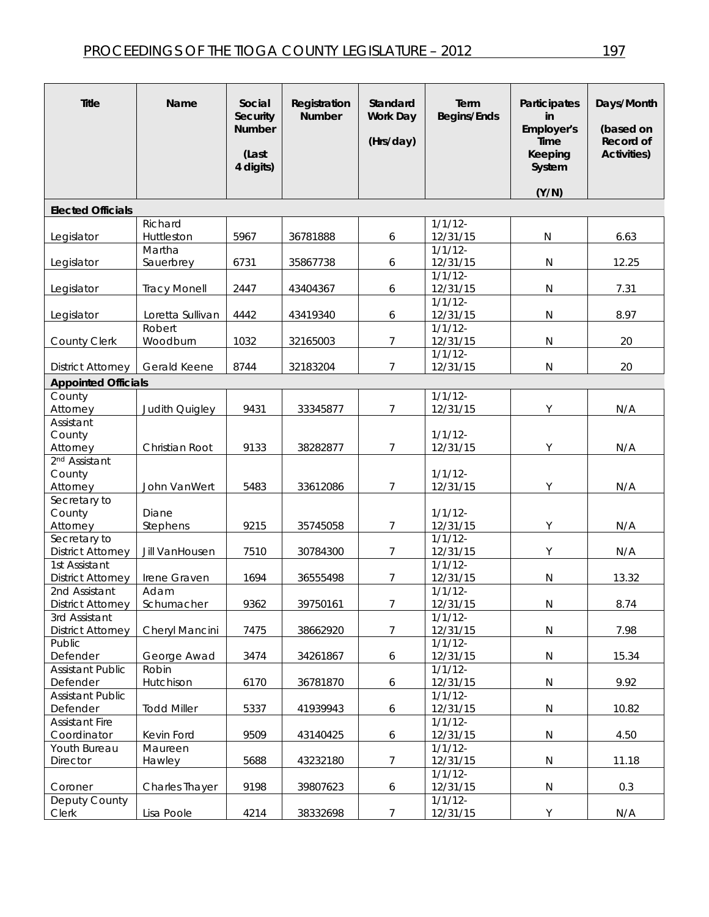| Title | Name | Social Security Number (Last 4 digits) | Registration Number | Standard Work Day (Hrs/day) | Term Begins/Ends | Participates in Employer's Time Keeping System (Y/N) | Days/Month (based on Record of Activities) |
|---|---|---|---|---|---|---|---|
| **Elected Officials** | | | | | | | |
| Legislator | Richard Huttleston | 5967 | 36781888 | 6 | 1/1/12-12/31/15 | N | 6.63 |
| Legislator | Martha Sauerbrey | 6731 | 35867738 | 6 | 1/1/12-12/31/15 | N | 12.25 |
| Legislator | Tracy Monell | 2447 | 43404367 | 6 | 1/1/12-12/31/15 | N | 7.31 |
| Legislator | Loretta Sullivan | 4442 | 43419340 | 6 | 1/1/12-12/31/15 | N | 8.97 |
| County Clerk | Robert Woodburn | 1032 | 32165003 | 7 | 1/1/12-12/31/15 | N | 20 |
| District Attorney | Gerald Keene | 8744 | 32183204 | 7 | 1/1/12-12/31/15 | N | 20 |
| **Appointed Officials** | | | | | | | |
| County Attorney | Judith Quigley | 9431 | 33345877 | 7 | 1/1/12-12/31/15 | Y | N/A |
| Assistant County Attorney | Christian Root | 9133 | 38282877 | 7 | 1/1/12-12/31/15 | Y | N/A |
| 2nd Assistant County Attorney | John VanWert | 5483 | 33612086 | 7 | 1/1/12-12/31/15 | Y | N/A |
| Secretary to County Attorney | Diane Stephens | 9215 | 35745058 | 7 | 1/1/12-12/31/15 | Y | N/A |
| Secretary to District Attorney | Jill VanHousen | 7510 | 30784300 | 7 | 1/1/12-12/31/15 | Y | N/A |
| 1st Assistant District Attorney | Irene Graven | 1694 | 36555498 | 7 | 1/1/12-12/31/15 | N | 13.32 |
| 2nd Assistant District Attorney | Adam Schumacher | 9362 | 39750161 | 7 | 1/1/12-12/31/15 | N | 8.74 |
| 3rd Assistant District Attorney | Cheryl Mancini | 7475 | 38662920 | 7 | 1/1/12-12/31/15 | N | 7.98 |
| Public Defender | George Awad | 3474 | 34261867 | 6 | 1/1/12-12/31/15 | N | 15.34 |
| Assistant Public Defender | Robin Hutchison | 6170 | 36781870 | 6 | 1/1/12-12/31/15 | N | 9.92 |
| Assistant Public Defender | Todd Miller | 5337 | 41939943 | 6 | 1/1/12-12/31/15 | N | 10.82 |
| Assistant Fire Coordinator | Kevin Ford | 9509 | 43140425 | 6 | 1/1/12-12/31/15 | N | 4.50 |
| Youth Bureau Director | Maureen Hawley | 5688 | 43232180 | 7 | 1/1/12-12/31/15 | N | 11.18 |
| Coroner | Charles Thayer | 9198 | 39807623 | 6 | 1/1/12-12/31/15 | N | 0.3 |
| Deputy County Clerk | Lisa Poole | 4214 | 38332698 | 7 | 1/1/12-12/31/15 | Y | N/A |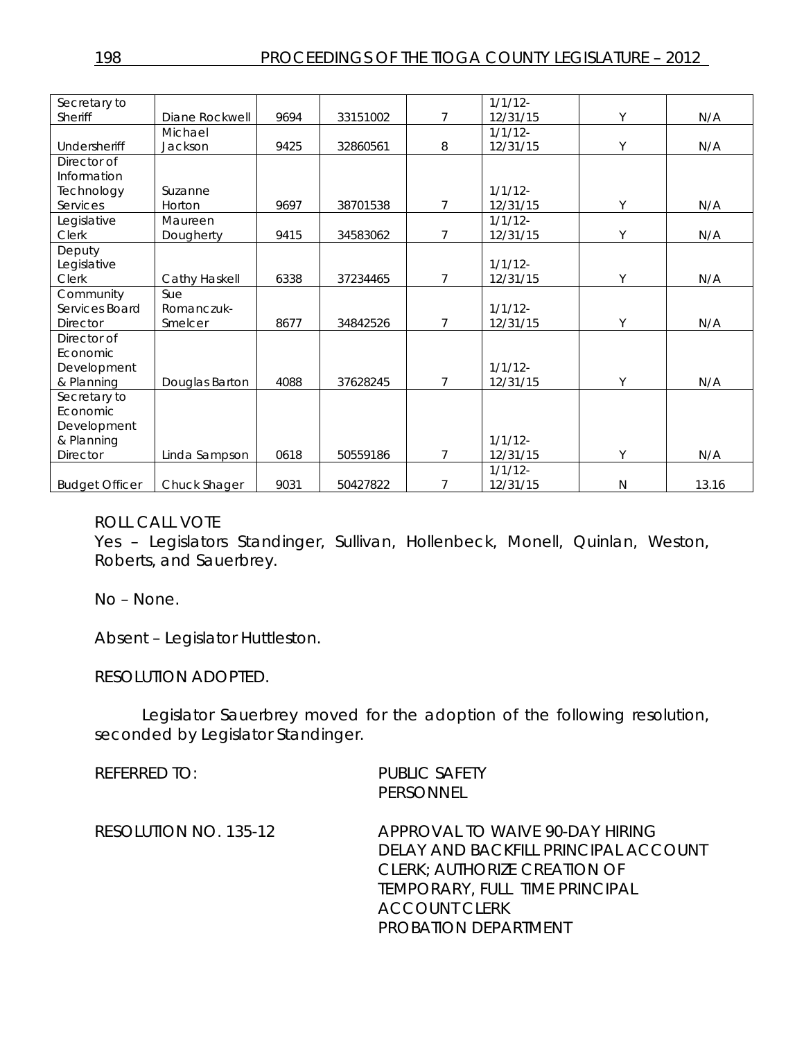| Secretary to Sheriff | Diane Rockwell | 9694 | 33151002 | 7 | 1/1/12-12/31/15 | Y | N/A |
|---|---|---|---|---|---|---|---|
| Undersheriff | Michael Jackson | 9425 | 32860561 | 8 | 1/1/12-12/31/15 | Y | N/A |
| Director of Information Technology Services | Suzanne Horton | 9697 | 38701538 | 7 | 1/1/12-12/31/15 | Y | N/A |
| Legislative Clerk | Maureen Dougherty | 9415 | 34583062 | 7 | 1/1/12-12/31/15 | Y | N/A |
| Deputy Legislative Clerk | Cathy Haskell | 6338 | 37234465 | 7 | 1/1/12-12/31/15 | Y | N/A |
| Community Services Board Director | Sue Romanczuk-Smelcer | 8677 | 34842526 | 7 | 1/1/12-12/31/15 | Y | N/A |
| Director of Economic Development & Planning | Douglas Barton | 4088 | 37628245 | 7 | 1/1/12-12/31/15 | Y | N/A |
| Secretary to Economic Development & Planning Director | Linda Sampson | 0618 | 50559186 | 7 | 1/1/12-12/31/15 | Y | N/A |
| Budget Officer | Chuck Shager | 9031 | 50427822 | 7 | 1/1/12-12/31/15 | N | 13.16 |

ROLL CALL VOTE
Yes – Legislators Standinger, Sullivan, Hollenbeck, Monell, Quinlan, Weston, Roberts, and Sauerbrey.

No – None.

Absent – Legislator Huttleston.

RESOLUTION ADOPTED.

Legislator Sauerbrey moved for the adoption of the following resolution, seconded by Legislator Standinger.

REFERRED TO: PUBLIC SAFETY
PERSONNEL

RESOLUTION NO. 135-12 APPROVAL TO WAIVE 90-DAY HIRING DELAY AND BACKFILL PRINCIPAL ACCOUNT CLERK; AUTHORIZE CREATION OF TEMPORARY, FULL TIME PRINCIPAL ACCOUNT CLERK
PROBATION DEPARTMENT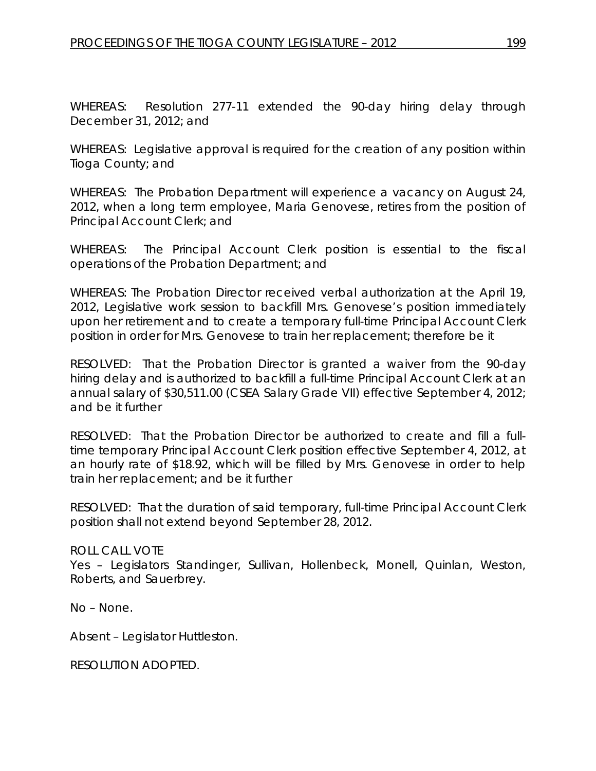WHEREAS: Resolution 277-11 extended the 90-day hiring delay through December 31, 2012; and

WHEREAS: Legislative approval is required for the creation of any position within Tioga County; and

WHEREAS: The Probation Department will experience a vacancy on August 24, 2012, when a long term employee, Maria Genovese, retires from the position of Principal Account Clerk; and

WHEREAS: The Principal Account Clerk position is essential to the fiscal operations of the Probation Department; and

WHEREAS: The Probation Director received verbal authorization at the April 19, 2012, Legislative work session to backfill Mrs. Genovese's position immediately upon her retirement and to create a temporary full-time Principal Account Clerk position in order for Mrs. Genovese to train her replacement; therefore be it

RESOLVED: That the Probation Director is granted a waiver from the 90-day hiring delay and is authorized to backfill a full-time Principal Account Clerk at an annual salary of $30,511.00 (CSEA Salary Grade VII) effective September 4, 2012; and be it further

RESOLVED: That the Probation Director be authorized to create and fill a full-time temporary Principal Account Clerk position effective September 4, 2012, at an hourly rate of $18.92, which will be filled by Mrs. Genovese in order to help train her replacement; and be it further

RESOLVED: That the duration of said temporary, full-time Principal Account Clerk position shall not extend beyond September 28, 2012.

ROLL CALL VOTE
Yes – Legislators Standinger, Sullivan, Hollenbeck, Monell, Quinlan, Weston, Roberts, and Sauerbrey.

No – None.

Absent – Legislator Huttleston.

RESOLUTION ADOPTED.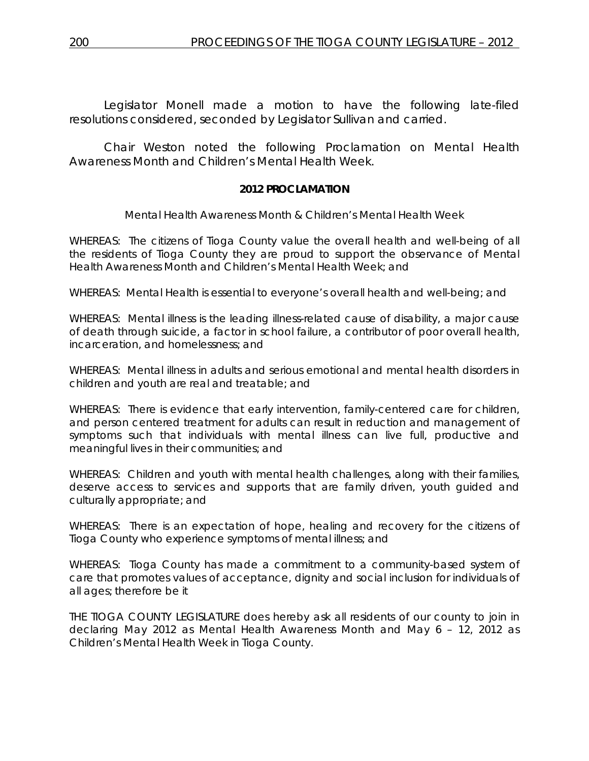Legislator Monell made a motion to have the following late-filed resolutions considered, seconded by Legislator Sullivan and carried.

Chair Weston noted the following Proclamation on Mental Health Awareness Month and Children's Mental Health Week.

**2012 PROCLAMATION**

*Mental Health Awareness Month & Children's Mental Health Week*

*WHEREAS: The citizens of Tioga County value the overall health and well-being of all the residents of Tioga County they are proud to support the observance of Mental Health Awareness Month and Children's Mental Health Week; and*

*WHEREAS: Mental Health is essential to everyone's overall health and well-being; and*

*WHEREAS: Mental illness is the leading illness-related cause of disability, a major cause of death through suicide, a factor in school failure, a contributor of poor overall health, incarceration, and homelessness; and*

*WHEREAS: Mental illness in adults and serious emotional and mental health disorders in children and youth are real and treatable; and*

*WHEREAS: There is evidence that early intervention, family-centered care for children, and person centered treatment for adults can result in reduction and management of symptoms such that individuals with mental illness can live full, productive and meaningful lives in their communities; and*

*WHEREAS: Children and youth with mental health challenges, along with their families, deserve access to services and supports that are family driven, youth guided and culturally appropriate; and*

*WHEREAS: There is an expectation of hope, healing and recovery for the citizens of Tioga County who experience symptoms of mental illness; and*

*WHEREAS: Tioga County has made a commitment to a community-based system of care that promotes values of acceptance, dignity and social inclusion for individuals of all ages; therefore be it*

*THE TIOGA COUNTY LEGISLATURE does hereby ask all residents of our county to join in declaring May 2012 as Mental Health Awareness Month and May 6 – 12, 2012 as Children's Mental Health Week in Tioga County.*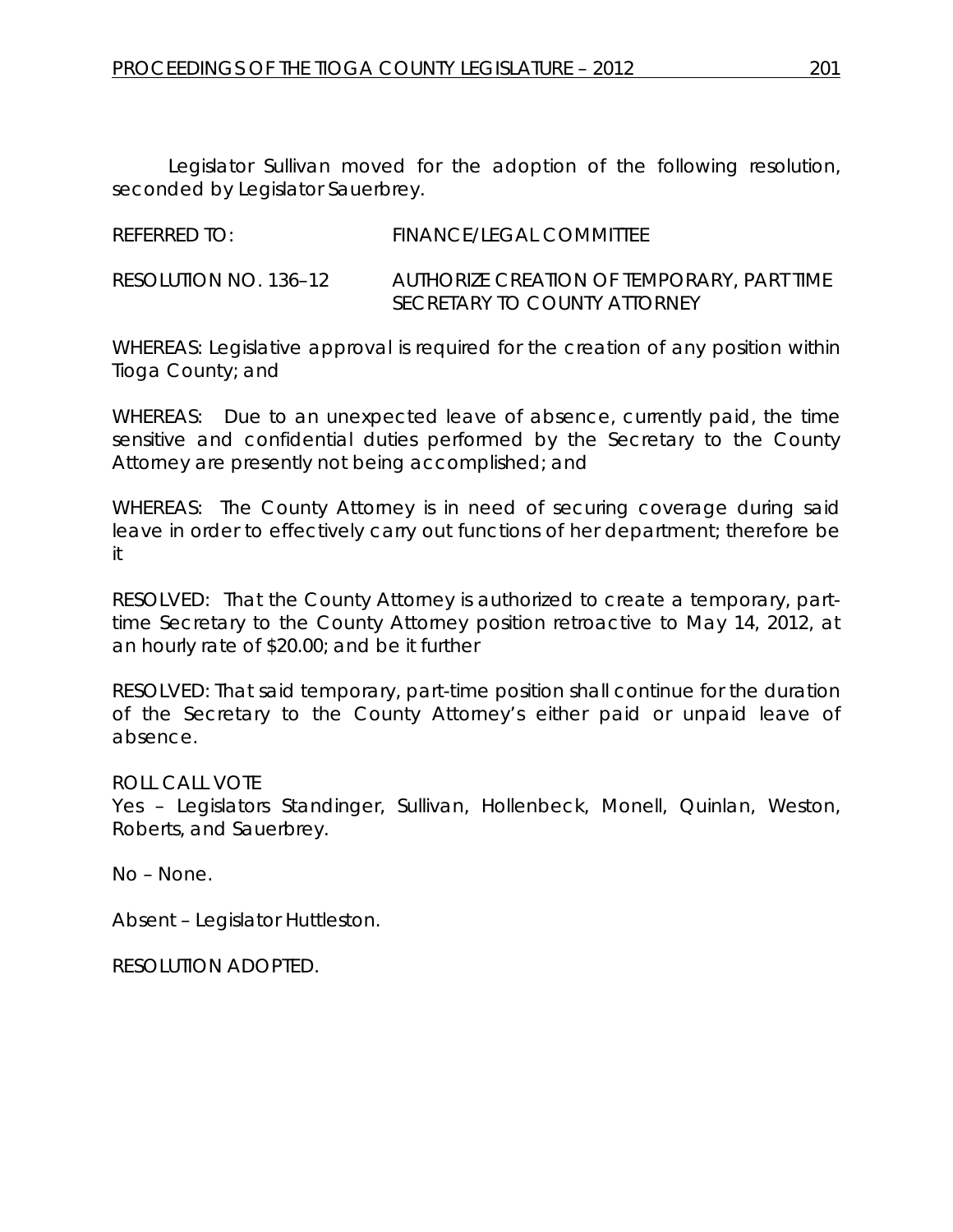Legislator Sullivan moved for the adoption of the following resolution, seconded by Legislator Sauerbrey.

REFERRED TO: FINANCE/LEGAL COMMITTEE

RESOLUTION NO. 136–12 AUTHORIZE CREATION OF TEMPORARY, PART TIME SECRETARY TO COUNTY ATTORNEY

WHEREAS: Legislative approval is required for the creation of any position within Tioga County; and

WHEREAS: Due to an unexpected leave of absence, currently paid, the time sensitive and confidential duties performed by the Secretary to the County Attorney are presently not being accomplished; and

WHEREAS: The County Attorney is in need of securing coverage during said leave in order to effectively carry out functions of her department; therefore be it

RESOLVED: That the County Attorney is authorized to create a temporary, part-time Secretary to the County Attorney position retroactive to May 14, 2012, at an hourly rate of $20.00; and be it further

RESOLVED: That said temporary, part-time position shall continue for the duration of the Secretary to the County Attorney's either paid or unpaid leave of absence.

ROLL CALL VOTE
Yes – Legislators Standinger, Sullivan, Hollenbeck, Monell, Quinlan, Weston, Roberts, and Sauerbrey.

No – None.

Absent – Legislator Huttleston.

RESOLUTION ADOPTED.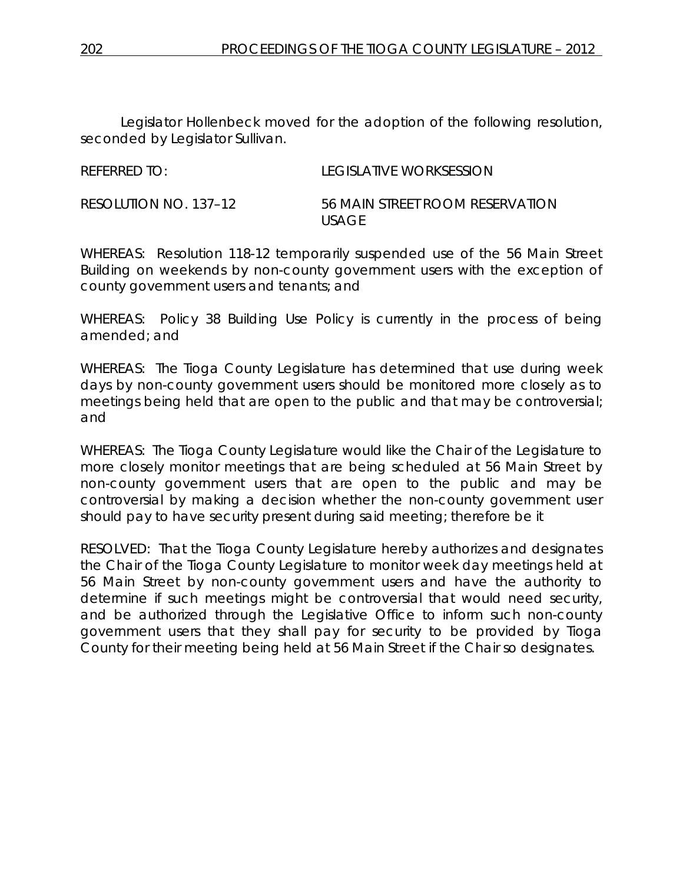Legislator Hollenbeck moved for the adoption of the following resolution, seconded by Legislator Sullivan.

REFERRED TO: LEGISLATIVE WORKSESSION

RESOLUTION NO. 137–12 56 MAIN STREET ROOM RESERVATION USAGE

WHEREAS: Resolution 118-12 temporarily suspended use of the 56 Main Street Building on weekends by non-county government users with the exception of county government users and tenants; and

WHEREAS: Policy 38 Building Use Policy is currently in the process of being amended; and

WHEREAS: The Tioga County Legislature has determined that use during week days by non-county government users should be monitored more closely as to meetings being held that are open to the public and that may be controversial; and

WHEREAS: The Tioga County Legislature would like the Chair of the Legislature to more closely monitor meetings that are being scheduled at 56 Main Street by non-county government users that are open to the public and may be controversial by making a decision whether the non-county government user should pay to have security present during said meeting; therefore be it

RESOLVED: That the Tioga County Legislature hereby authorizes and designates the Chair of the Tioga County Legislature to monitor week day meetings held at 56 Main Street by non-county government users and have the authority to determine if such meetings might be controversial that would need security, and be authorized through the Legislative Office to inform such non-county government users that they shall pay for security to be provided by Tioga County for their meeting being held at 56 Main Street if the Chair so designates.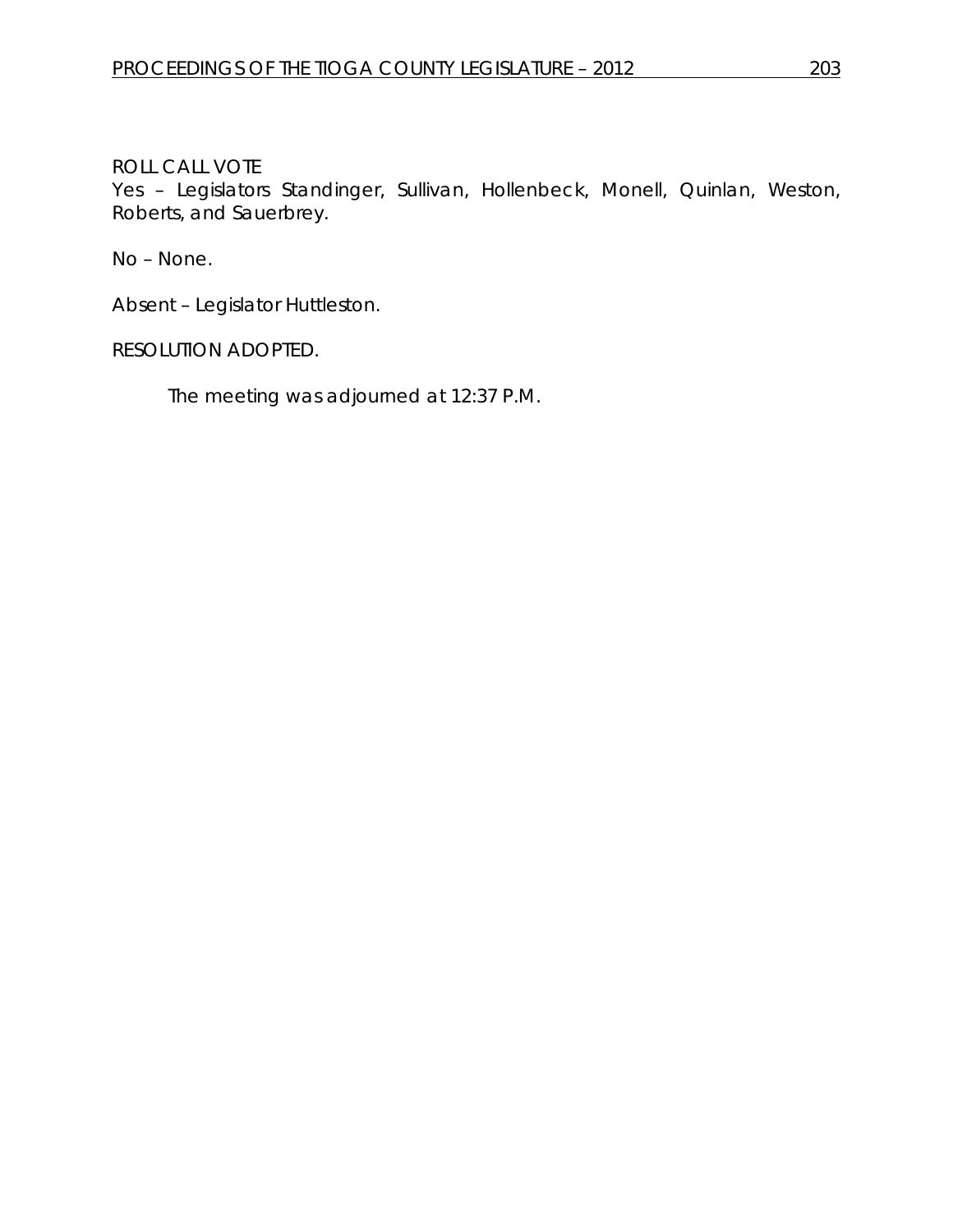ROLL CALL VOTE
Yes – Legislators Standinger, Sullivan, Hollenbeck, Monell, Quinlan, Weston, Roberts, and Sauerbrey.

No – None.

Absent – Legislator Huttleston.

RESOLUTION ADOPTED.

The meeting was adjourned at 12:37 P.M.